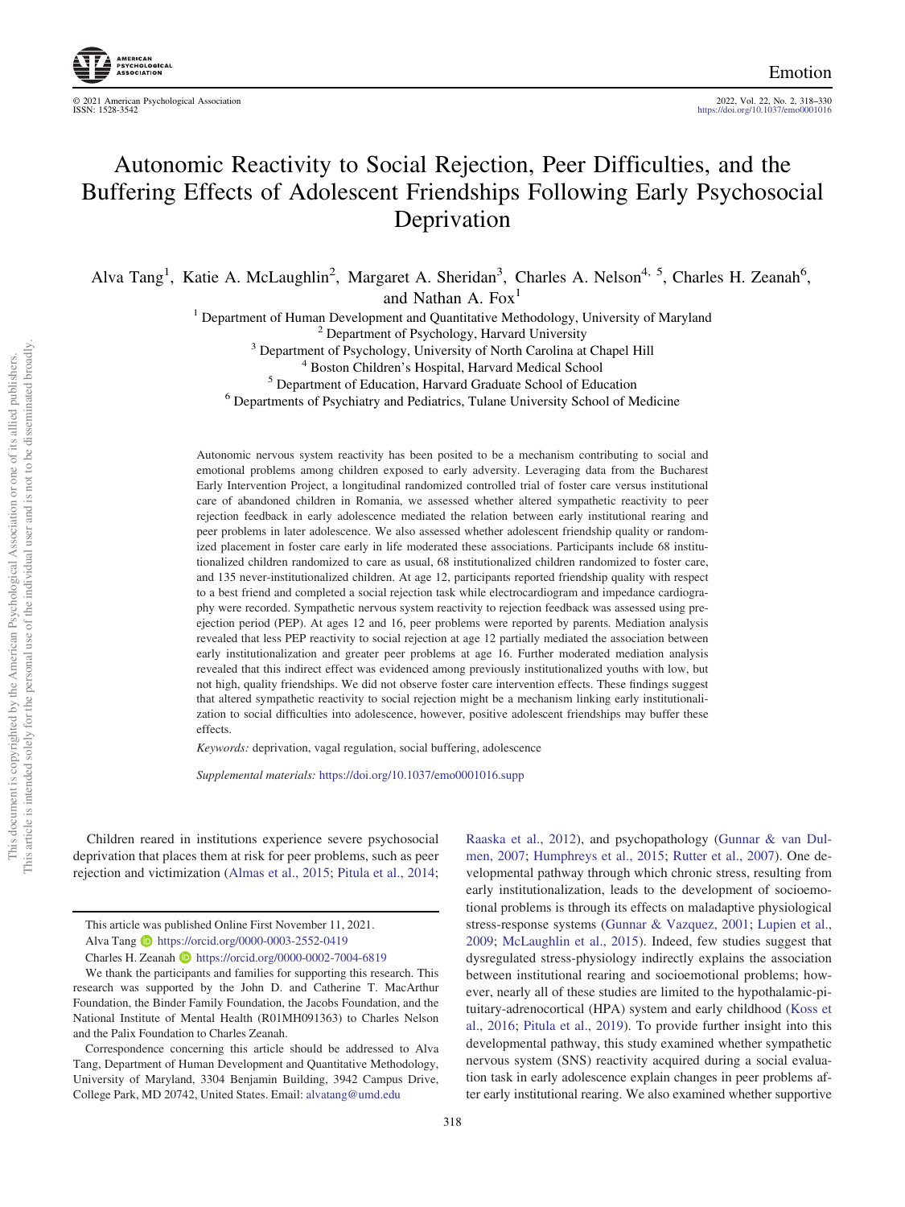# Autonomic Reactivity to Social Rejection, Peer Difficulties, and the Buffering Effects of Adolescent Friendships Following Early Psychosocial Deprivation

Alva Tang[1], Katie A. McLaughlin[2], Margaret A. Sheridan[3], Charles A. Nelson[4, 5], Charles H. Zeanah[6], and Nathan A. Fox[1]

[1] Department of Human Development and Quantitative Methodology, University of Maryland
[2] Department of Psychology, Harvard University
[3] Department of Psychology, University of North Carolina at Chapel Hill
[4] Boston Children's Hospital, Harvard Medical School
[5] Department of Education, Harvard Graduate School of Education
[6] Departments of Psychiatry and Pediatrics, Tulane University School of Medicine

Autonomic nervous system reactivity has been posited to be a mechanism contributing to social and emotional problems among children exposed to early adversity. Leveraging data from the Bucharest Early Intervention Project, a longitudinal randomized controlled trial of foster care versus institutional care of abandoned children in Romania, we assessed whether altered sympathetic reactivity to peer rejection feedback in early adolescence mediated the relation between early institutional rearing and peer problems in later adolescence. We also assessed whether adolescent friendship quality or randomized placement in foster care early in life moderated these associations. Participants include 68 institutionalized children randomized to care as usual, 68 institutionalized children randomized to foster care, and 135 never-institutionalized children. At age 12, participants reported friendship quality with respect to a best friend and completed a social rejection task while electrocardiogram and impedance cardiography were recorded. Sympathetic nervous system reactivity to rejection feedback was assessed using pre-ejection period (PEP). At ages 12 and 16, peer problems were reported by parents. Mediation analysis revealed that less PEP reactivity to social rejection at age 12 partially mediated the association between early institutionalization and greater peer problems at age 16. Further moderated mediation analysis revealed that this indirect effect was evidenced among previously institutionalized youths with low, but not high, quality friendships. We did not observe foster care intervention effects. These findings suggest that altered sympathetic reactivity to social rejection might be a mechanism linking early institutionalization to social difficulties into adolescence, however, positive adolescent friendships may buffer these effects.

*Keywords:* deprivation, vagal regulation, social buffering, adolescence

*Supplemental materials:* https://doi.org/10.1037/emo0001016.supp

Children reared in institutions experience severe psychosocial deprivation that places them at risk for peer problems, such as peer rejection and victimization (Almas et al., 2015; Pitula et al., 2014; Raaska et al., 2012), and psychopathology (Gunnar & van Dulmen, 2007; Humphreys et al., 2015; Rutter et al., 2007). One developmental pathway through which chronic stress, resulting from early institutionalization, leads to the development of socioemotional problems is through its effects on maladaptive physiological stress-response systems (Gunnar & Vazquez, 2001; Lupien et al., 2009; McLaughlin et al., 2015). Indeed, few studies suggest that dysregulated stress-physiology indirectly explains the association between institutional rearing and socioemotional problems; however, nearly all of these studies are limited to the hypothalamic-pituitary-adrenocortical (HPA) system and early childhood (Koss et al., 2016; Pitula et al., 2019). To provide further insight into this developmental pathway, this study examined whether sympathetic nervous system (SNS) reactivity acquired during a social evaluation task in early adolescence explain changes in peer problems after early institutional rearing. We also examined whether supportive

This article was published Online First November 11, 2021.
Alva Tang https://orcid.org/0000-0003-2552-0419
Charles H. Zeanah https://orcid.org/0000-0002-7004-6819

We thank the participants and families for supporting this research. This research was supported by the John D. and Catherine T. MacArthur Foundation, the Binder Family Foundation, the Jacobs Foundation, and the National Institute of Mental Health (R01MH091363) to Charles Nelson and the Palix Foundation to Charles Zeanah.

Correspondence concerning this article should be addressed to Alva Tang, Department of Human Development and Quantitative Methodology, University of Maryland, 3304 Benjamin Building, 3942 Campus Drive, College Park, MD 20742, United States. Email: alvatang@umd.edu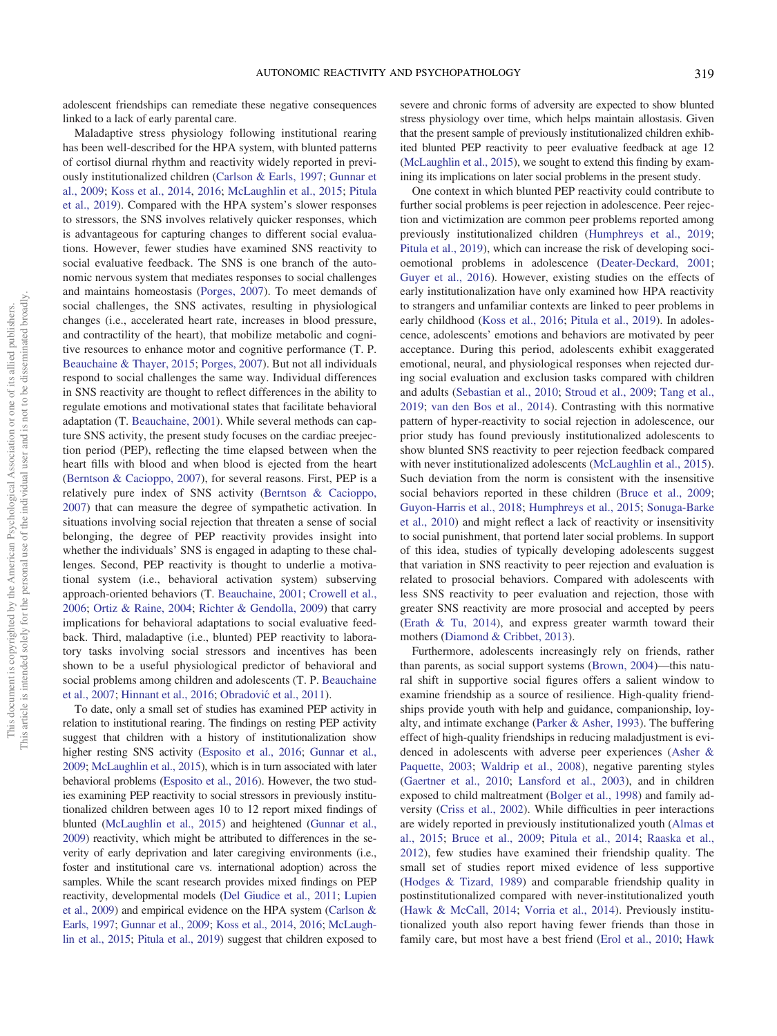adolescent friendships can remediate these negative consequences linked to a lack of early parental care.

Maladaptive stress physiology following institutional rearing has been well-described for the HPA system, with blunted patterns of cortisol diurnal rhythm and reactivity widely reported in previously institutionalized children (Carlson & Earls, 1997; Gunnar et al., 2009; Koss et al., 2014, 2016; McLaughlin et al., 2015; Pitula et al., 2019). Compared with the HPA system's slower responses to stressors, the SNS involves relatively quicker responses, which is advantageous for capturing changes to different social evaluations. However, fewer studies have examined SNS reactivity to social evaluative feedback. The SNS is one branch of the autonomic nervous system that mediates responses to social challenges and maintains homeostasis (Porges, 2007). To meet demands of social challenges, the SNS activates, resulting in physiological changes (i.e., accelerated heart rate, increases in blood pressure, and contractility of the heart), that mobilize metabolic and cognitive resources to enhance motor and cognitive performance (T. P. Beauchaine & Thayer, 2015; Porges, 2007). But not all individuals respond to social challenges the same way. Individual differences in SNS reactivity are thought to reflect differences in the ability to regulate emotions and motivational states that facilitate behavioral adaptation (T. Beauchaine, 2001). While several methods can capture SNS activity, the present study focuses on the cardiac preejection period (PEP), reflecting the time elapsed between when the heart fills with blood and when blood is ejected from the heart (Berntson & Cacioppo, 2007), for several reasons. First, PEP is a relatively pure index of SNS activity (Berntson & Cacioppo, 2007) that can measure the degree of sympathetic activation. In situations involving social rejection that threaten a sense of social belonging, the degree of PEP reactivity provides insight into whether the individuals' SNS is engaged in adapting to these challenges. Second, PEP reactivity is thought to underlie a motivational system (i.e., behavioral activation system) subserving approach-oriented behaviors (T. Beauchaine, 2001; Crowell et al., 2006; Ortiz & Raine, 2004; Richter & Gendolla, 2009) that carry implications for behavioral adaptations to social evaluative feedback. Third, maladaptive (i.e., blunted) PEP reactivity to laboratory tasks involving social stressors and incentives has been shown to be a useful physiological predictor of behavioral and social problems among children and adolescents (T. P. Beauchaine et al., 2007; Hinnant et al., 2016; Obradović et al., 2011).

To date, only a small set of studies has examined PEP activity in relation to institutional rearing. The findings on resting PEP activity suggest that children with a history of institutionalization show higher resting SNS activity (Esposito et al., 2016; Gunnar et al., 2009; McLaughlin et al., 2015), which is in turn associated with later behavioral problems (Esposito et al., 2016). However, the two studies examining PEP reactivity to social stressors in previously institutionalized children between ages 10 to 12 report mixed findings of blunted (McLaughlin et al., 2015) and heightened (Gunnar et al., 2009) reactivity, which might be attributed to differences in the severity of early deprivation and later caregiving environments (i.e., foster and institutional care vs. international adoption) across the samples. While the scant research provides mixed findings on PEP reactivity, developmental models (Del Giudice et al., 2011; Lupien et al., 2009) and empirical evidence on the HPA system (Carlson & Earls, 1997; Gunnar et al., 2009; Koss et al., 2014, 2016; McLaughlin et al., 2015; Pitula et al., 2019) suggest that children exposed to severe and chronic forms of adversity are expected to show blunted stress physiology over time, which helps maintain allostasis. Given that the present sample of previously institutionalized children exhibited blunted PEP reactivity to peer evaluative feedback at age 12 (McLaughlin et al., 2015), we sought to extend this finding by examining its implications on later social problems in the present study.

One context in which blunted PEP reactivity could contribute to further social problems is peer rejection in adolescence. Peer rejection and victimization are common peer problems reported among previously institutionalized children (Humphreys et al., 2019; Pitula et al., 2019), which can increase the risk of developing socioemotional problems in adolescence (Deater-Deckard, 2001; Guyer et al., 2016). However, existing studies on the effects of early institutionalization have only examined how HPA reactivity to strangers and unfamiliar contexts are linked to peer problems in early childhood (Koss et al., 2016; Pitula et al., 2019). In adolescence, adolescents' emotions and behaviors are motivated by peer acceptance. During this period, adolescents exhibit exaggerated emotional, neural, and physiological responses when rejected during social evaluation and exclusion tasks compared with children and adults (Sebastian et al., 2010; Stroud et al., 2009; Tang et al., 2019; van den Bos et al., 2014). Contrasting with this normative pattern of hyper-reactivity to social rejection in adolescence, our prior study has found previously institutionalized adolescents to show blunted SNS reactivity to peer rejection feedback compared with never institutionalized adolescents (McLaughlin et al., 2015). Such deviation from the norm is consistent with the insensitive social behaviors reported in these children (Bruce et al., 2009; Guyon-Harris et al., 2018; Humphreys et al., 2015; Sonuga-Barke et al., 2010) and might reflect a lack of reactivity or insensitivity to social punishment, that portend later social problems. In support of this idea, studies of typically developing adolescents suggest that variation in SNS reactivity to peer rejection and evaluation is related to prosocial behaviors. Compared with adolescents with less SNS reactivity to peer evaluation and rejection, those with greater SNS reactivity are more prosocial and accepted by peers (Erath & Tu, 2014), and express greater warmth toward their mothers (Diamond & Cribbet, 2013).

Furthermore, adolescents increasingly rely on friends, rather than parents, as social support systems (Brown, 2004)—this natural shift in supportive social figures offers a salient window to examine friendship as a source of resilience. High-quality friendships provide youth with help and guidance, companionship, loyalty, and intimate exchange (Parker & Asher, 1993). The buffering effect of high-quality friendships in reducing maladjustment is evidenced in adolescents with adverse peer experiences (Asher & Paquette, 2003; Waldrip et al., 2008), negative parenting styles (Gaertner et al., 2010; Lansford et al., 2003), and in children exposed to child maltreatment (Bolger et al., 1998) and family adversity (Criss et al., 2002). While difficulties in peer interactions are widely reported in previously institutionalized youth (Almas et al., 2015; Bruce et al., 2009; Pitula et al., 2014; Raaska et al., 2012), few studies have examined their friendship quality. The small set of studies report mixed evidence of less supportive (Hodges & Tizard, 1989) and comparable friendship quality in postinstitutionalized compared with never-institutionalized youth (Hawk & McCall, 2014; Vorria et al., 2014). Previously institutionalized youth also report having fewer friends than those in family care, but most have a best friend (Erol et al., 2010; Hawk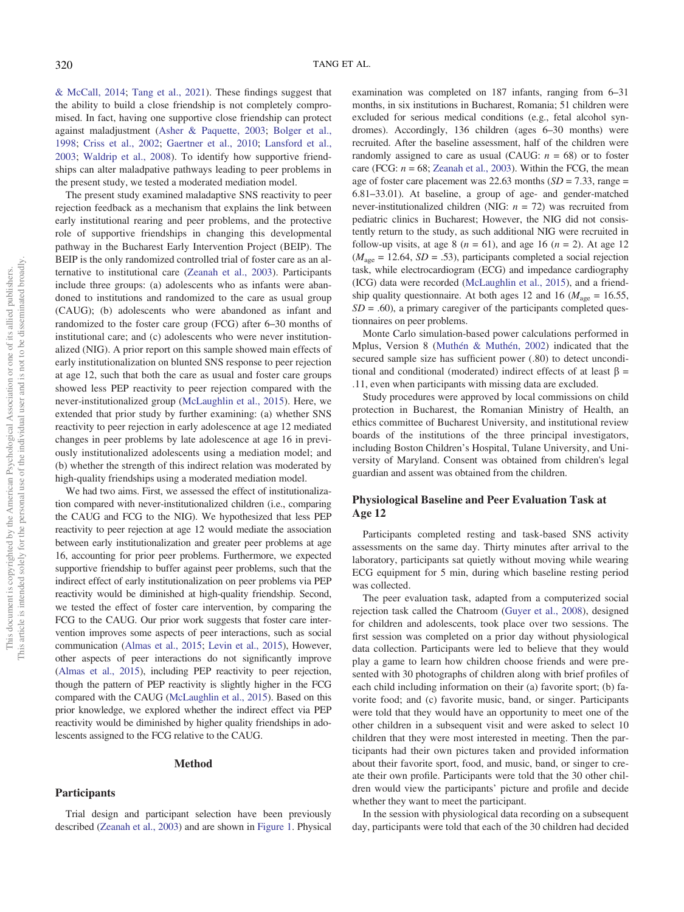& McCall, 2014; Tang et al., 2021). These findings suggest that the ability to build a close friendship is not completely compromised. In fact, having one supportive close friendship can protect against maladjustment (Asher & Paquette, 2003; Bolger et al., 1998; Criss et al., 2002; Gaertner et al., 2010; Lansford et al., 2003; Waldrip et al., 2008). To identify how supportive friendships can alter maladpative pathways leading to peer problems in the present study, we tested a moderated mediation model.

The present study examined maladaptive SNS reactivity to peer rejection feedback as a mechanism that explains the link between early institutional rearing and peer problems, and the protective role of supportive friendships in changing this developmental pathway in the Bucharest Early Intervention Project (BEIP). The BEIP is the only randomized controlled trial of foster care as an alternative to institutional care (Zeanah et al., 2003). Participants include three groups: (a) adolescents who as infants were abandoned to institutions and randomized to the care as usual group (CAUG); (b) adolescents who were abandoned as infant and randomized to the foster care group (FCG) after 6–30 months of institutional care; and (c) adolescents who were never institutionalized (NIG). A prior report on this sample showed main effects of early institutionalization on blunted SNS response to peer rejection at age 12, such that both the care as usual and foster care groups showed less PEP reactivity to peer rejection compared with the never-institutionalized group (McLaughlin et al., 2015). Here, we extended that prior study by further examining: (a) whether SNS reactivity to peer rejection in early adolescence at age 12 mediated changes in peer problems by late adolescence at age 16 in previously institutionalized adolescents using a mediation model; and (b) whether the strength of this indirect relation was moderated by high-quality friendships using a moderated mediation model.

We had two aims. First, we assessed the effect of institutionalization compared with never-institutionalized children (i.e., comparing the CAUG and FCG to the NIG). We hypothesized that less PEP reactivity to peer rejection at age 12 would mediate the association between early institutionalization and greater peer problems at age 16, accounting for prior peer problems. Furthermore, we expected supportive friendship to buffer against peer problems, such that the indirect effect of early institutionalization on peer problems via PEP reactivity would be diminished at high-quality friendship. Second, we tested the effect of foster care intervention, by comparing the FCG to the CAUG. Our prior work suggests that foster care intervention improves some aspects of peer interactions, such as social communication (Almas et al., 2015; Levin et al., 2015), However, other aspects of peer interactions do not significantly improve (Almas et al., 2015), including PEP reactivity to peer rejection, though the pattern of PEP reactivity is slightly higher in the FCG compared with the CAUG (McLaughlin et al., 2015). Based on this prior knowledge, we explored whether the indirect effect via PEP reactivity would be diminished by higher quality friendships in adolescents assigned to the FCG relative to the CAUG.

## Method

### Participants

Trial design and participant selection have been previously described (Zeanah et al., 2003) and are shown in Figure 1. Physical examination was completed on 187 infants, ranging from 6–31 months, in six institutions in Bucharest, Romania; 51 children were excluded for serious medical conditions (e.g., fetal alcohol syndromes). Accordingly, 136 children (ages 6–30 months) were recruited. After the baseline assessment, half of the children were randomly assigned to care as usual (CAUG: $n$ = 68) or to foster care (FCG: $n$ = 68; Zeanah et al., 2003). Within the FCG, the mean age of foster care placement was 22.63 months ($SD$ = 7.33, range = 6.81–33.01). At baseline, a group of age- and gender-matched never-institutionalized children (NIG: $n$ = 72) was recruited from pediatric clinics in Bucharest; However, the NIG did not consistently return to the study, as such additional NIG were recruited in follow-up visits, at age 8 ($n$ = 61), and age 16 ($n$ = 2). At age 12 ($M_{age}$ = 12.64, $SD$ = .53), participants completed a social rejection task, while electrocardiogram (ECG) and impedance cardiography (ICG) data were recorded (McLaughlin et al., 2015), and a friendship quality questionnaire. At both ages 12 and 16 ($M_{age}$ = 16.55, $SD$ = .60), a primary caregiver of the participants completed questionnaires on peer problems.

Monte Carlo simulation-based power calculations performed in Mplus, Version 8 (Muthén & Muthén, 2002) indicated that the secured sample size has sufficient power (.80) to detect unconditional and conditional (moderated) indirect effects of at least $\beta$ = .11, even when participants with missing data are excluded.

Study procedures were approved by local commissions on child protection in Bucharest, the Romanian Ministry of Health, an ethics committee of Bucharest University, and institutional review boards of the institutions of the three principal investigators, including Boston Children's Hospital, Tulane University, and University of Maryland. Consent was obtained from children's legal guardian and assent was obtained from the children.

### Physiological Baseline and Peer Evaluation Task at Age 12

Participants completed resting and task-based SNS activity assessments on the same day. Thirty minutes after arrival to the laboratory, participants sat quietly without moving while wearing ECG equipment for 5 min, during which baseline resting period was collected.

The peer evaluation task, adapted from a computerized social rejection task called the Chatroom (Guyer et al., 2008), designed for children and adolescents, took place over two sessions. The first session was completed on a prior day without physiological data collection. Participants were led to believe that they would play a game to learn how children choose friends and were presented with 30 photographs of children along with brief profiles of each child including information on their (a) favorite sport; (b) favorite food; and (c) favorite music, band, or singer. Participants were told that they would have an opportunity to meet one of the other children in a subsequent visit and were asked to select 10 children that they were most interested in meeting. Then the participants had their own pictures taken and provided information about their favorite sport, food, and music, band, or singer to create their own profile. Participants were told that the 30 other children would view the participants' picture and profile and decide whether they want to meet the participant.

In the session with physiological data recording on a subsequent day, participants were told that each of the 30 children had decided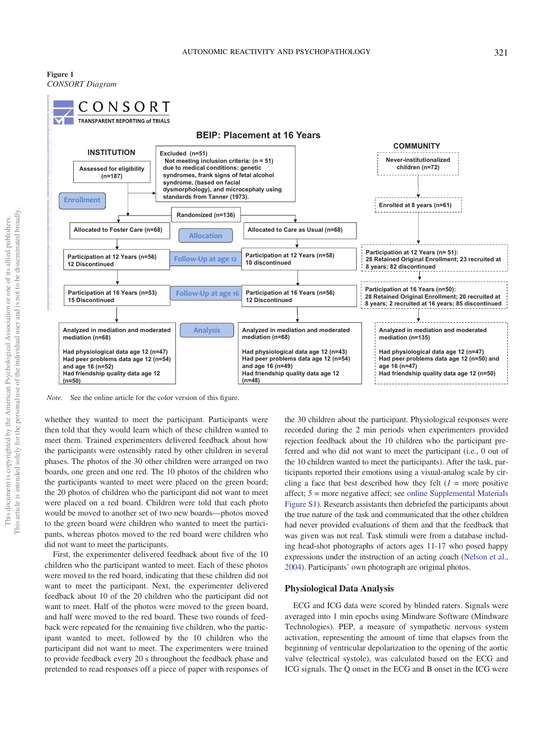**Figure 1**
*CONSORT Diagram*

CONSORT
TRANSPARENT REPORTING of TRIALS

**BEIP: Placement at 16 Years**

**INSTITUTION**

Assessed for eligibility (n=187)

Excluded (n=51)
Not meeting inclusion criteria: (n = 51) due to medical conditions: genetic syndromes, frank signs of fetal alcohol syndrome, (based on facial dysmorphology), and microcephaly using standards from Tanner (1973).

Enrollment

Randomized (n=136)

Allocated to Foster Care (n=68)

Allocation

Allocated to Care as Usual (n=68)

Participation at 12 Years (n=56)
12 Discontinued

Follow-Up at age 12

Participation at 12 Years (n=58)
10 discontinued

Participation at 16 Years (n=53)
15 Discontinued

Follow-Up at age 16

Participation at 16 Years (n=56)
12 Discontinued

Analyzed in mediation and moderated mediation (n=68)

Had physiological data age 12 (n=47)
Had peer problems data age 12 (n=54) and age 16 (n=52)
Had friendship quality data age 12 (n=50)

Analysis

Analyzed in mediation and moderated mediation (n=68)

Had physiological data age 12 (n=43)
Had peer problems data age 12 (n=54) and age 16 (n=49)
Had friendship quality data age 12 (n=48)

**COMMUNITY**

Never-institutionalized children (n=72)

Enrolled at 8 years (n=61)

Participation at 12 Years (n= 51):
28 Retained Original Enrollment; 23 recruited at 8 years; 82 discontinued

Participation at 16 Years (n=50):
28 Retained Original Enrollment; 20 recruited at 8 years; 2 recruited at 16 years; 85 discontinued

Analyzed in mediation and moderated mediation (n=135)

Had physiological data age 12 (n=47)
Had peer problems data age 12 (n=50) and age 16 (n=47)
Had friendship quality data age 12 (n=50)

*Note.* See the online article for the color version of this figure.

whether they wanted to meet the participant. Participants were then told that they would learn which of these children wanted to meet them. Trained experimenters delivered feedback about how the participants were ostensibly rated by other children in several phases. The photos of the 30 other children were arranged on two boards, one green and one red. The 10 photos of the children who the participants wanted to meet were placed on the green board; the 20 photos of children who the participant did not want to meet were placed on the red board. Children were told that each photo would be moved to another set of two new boards—photos moved to the green board were children who wanted to meet the participants, whereas photos moved to the red board were children who did not want to meet the participants.

First, the experimenter delivered feedback about five of the 10 children who the participant wanted to meet. Each of these photos were moved to the red board, indicating that these children did not want to meet the participant. Next, the experimenter delivered feedback about 10 of the 20 children who the participant did not want to meet. Half of the photos were moved to the green board, and half were moved to the red board. These two rounds of feedback were repeated for the remaining five children, who the participant wanted to meet, followed by the 10 children who the participant did not want to meet. The experimenters were trained to provide feedback every 20 s throughout the feedback phase and pretended to read responses off a piece of paper with responses of the 30 children about the participant. Physiological responses were recorded during the 2 min periods when experimenters provided rejection feedback about the 10 children who the participant preferred and who did not want to meet the participant (i.e., 0 out of the 10 children wanted to meet the participants). After the task, participants reported their emotions using a visual-analog scale by circling a face that best described how they felt (*1* = more positive affect; *5* = more negative affect; see online Supplemental Materials Figure S1). Research assistants then debriefed the participants about the true nature of the task and communicated that the other children had never provided evaluations of them and that the feedback that was given was not real. Task stimuli were from a database including head-shot photographs of actors ages 11-17 who posed happy expressions under the instruction of an acting coach (Nelson et al., 2004). Participants' own photograph are original photos.

## Physiological Data Analysis

ECG and ICG data were scored by blinded raters. Signals were averaged into 1 min epochs using Mindware Software (Mindware Technologies). PEP, a measure of sympathetic nervous system activation, representing the amount of time that elapses from the beginning of ventricular depolarization to the opening of the aortic valve (electrical systole), was calculated based on the ECG and ICG signals. The Q onset in the ECG and B onset in the ICG were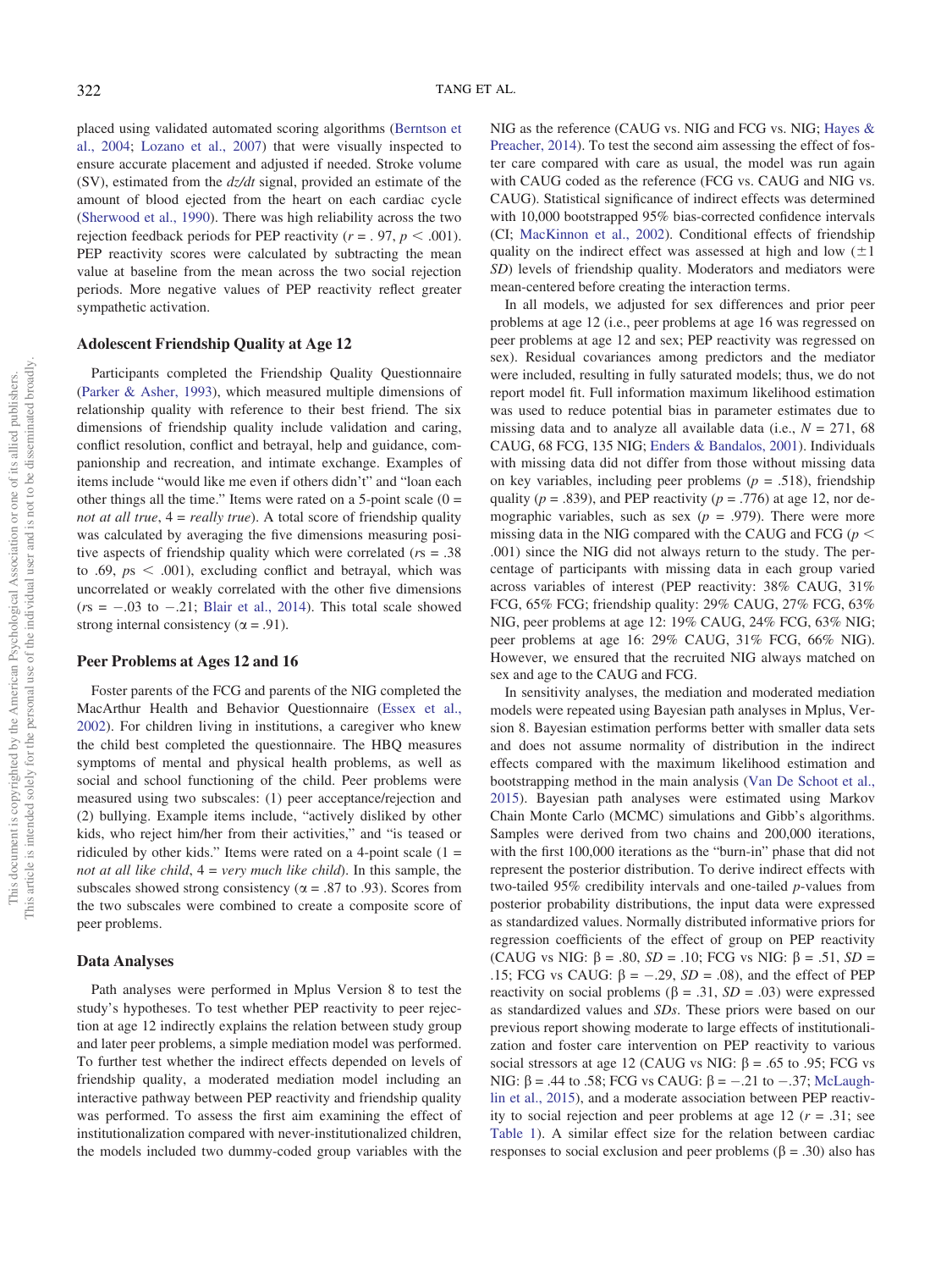placed using validated automated scoring algorithms (Berntson et al., 2004; Lozano et al., 2007) that were visually inspected to ensure accurate placement and adjusted if needed. Stroke volume (SV), estimated from the *dz/dt* signal, provided an estimate of the amount of blood ejected from the heart on each cardiac cycle (Sherwood et al., 1990). There was high reliability across the two rejection feedback periods for PEP reactivity ($r = .97$, $p < .001$). PEP reactivity scores were calculated by subtracting the mean value at baseline from the mean across the two social rejection periods. More negative values of PEP reactivity reflect greater sympathetic activation.

### Adolescent Friendship Quality at Age 12

Participants completed the Friendship Quality Questionnaire (Parker & Asher, 1993), which measured multiple dimensions of relationship quality with reference to their best friend. The six dimensions of friendship quality include validation and caring, conflict resolution, conflict and betrayal, help and guidance, companionship and recreation, and intimate exchange. Examples of items include "would like me even if others didn't" and "loan each other things all the time." Items were rated on a 5-point scale (0 = *not at all true*, 4 = *really true*). A total score of friendship quality was calculated by averaging the five dimensions measuring positive aspects of friendship quality which were correlated ($r$s = .38 to .69, $p$s < .001), excluding conflict and betrayal, which was uncorrelated or weakly correlated with the other five dimensions ($r$s = −.03 to −.21; Blair et al., 2014). This total scale showed strong internal consistency ($\alpha = .91$).

### Peer Problems at Ages 12 and 16

Foster parents of the FCG and parents of the NIG completed the MacArthur Health and Behavior Questionnaire (Essex et al., 2002). For children living in institutions, a caregiver who knew the child best completed the questionnaire. The HBQ measures symptoms of mental and physical health problems, as well as social and school functioning of the child. Peer problems were measured using two subscales: (1) peer acceptance/rejection and (2) bullying. Example items include, "actively disliked by other kids, who reject him/her from their activities," and "is teased or ridiculed by other kids." Items were rated on a 4-point scale (1 = *not at all like child*, 4 = *very much like child*). In this sample, the subscales showed strong consistency ($\alpha = .87$ to .93). Scores from the two subscales were combined to create a composite score of peer problems.

### Data Analyses

Path analyses were performed in Mplus Version 8 to test the study's hypotheses. To test whether PEP reactivity to peer rejection at age 12 indirectly explains the relation between study group and later peer problems, a simple mediation model was performed. To further test whether the indirect effects depended on levels of friendship quality, a moderated mediation model including an interactive pathway between PEP reactivity and friendship quality was performed. To assess the first aim examining the effect of institutionalization compared with never-institutionalized children, the models included two dummy-coded group variables with the NIG as the reference (CAUG vs. NIG and FCG vs. NIG; Hayes & Preacher, 2014). To test the second aim assessing the effect of foster care compared with care as usual, the model was run again with CAUG coded as the reference (FCG vs. CAUG and NIG vs. CAUG). Statistical significance of indirect effects was determined with 10,000 bootstrapped 95% bias-corrected confidence intervals (CI; MacKinnon et al., 2002). Conditional effects of friendship quality on the indirect effect was assessed at high and low (±1 *SD*) levels of friendship quality. Moderators and mediators were mean-centered before creating the interaction terms.

In all models, we adjusted for sex differences and prior peer problems at age 12 (i.e., peer problems at age 16 was regressed on peer problems at age 12 and sex; PEP reactivity was regressed on sex). Residual covariances among predictors and the mediator were included, resulting in fully saturated models; thus, we do not report model fit. Full information maximum likelihood estimation was used to reduce potential bias in parameter estimates due to missing data and to analyze all available data (i.e., $N = 271$, 68 CAUG, 68 FCG, 135 NIG; Enders & Bandalos, 2001). Individuals with missing data did not differ from those without missing data on key variables, including peer problems ($p = .518$), friendship quality ($p = .839$), and PEP reactivity ($p = .776$) at age 12, nor demographic variables, such as sex ($p = .979$). There were more missing data in the NIG compared with the CAUG and FCG ($p < .001$) since the NIG did not always return to the study. The percentage of participants with missing data in each group varied across variables of interest (PEP reactivity: 38% CAUG, 31% FCG, 65% FCG; friendship quality: 29% CAUG, 27% FCG, 63% NIG, peer problems at age 12: 19% CAUG, 24% FCG, 63% NIG; peer problems at age 16: 29% CAUG, 31% FCG, 66% NIG). However, we ensured that the recruited NIG always matched on sex and age to the CAUG and FCG.

In sensitivity analyses, the mediation and moderated mediation models were repeated using Bayesian path analyses in Mplus, Version 8. Bayesian estimation performs better with smaller data sets and does not assume normality of distribution in the indirect effects compared with the maximum likelihood estimation and bootstrapping method in the main analysis (Van De Schoot et al., 2015). Bayesian path analyses were estimated using Markov Chain Monte Carlo (MCMC) simulations and Gibb's algorithms. Samples were derived from two chains and 200,000 iterations, with the first 100,000 iterations as the "burn-in" phase that did not represent the posterior distribution. To derive indirect effects with two-tailed 95% credibility intervals and one-tailed $p$-values from posterior probability distributions, the input data were expressed as standardized values. Normally distributed informative priors for regression coefficients of the effect of group on PEP reactivity (CAUG vs NIG: $\beta = .80$, $SD = .10$; FCG vs NIG: $\beta = .51$, $SD = .15$; FCG vs CAUG: $\beta = -.29$, $SD = .08$), and the effect of PEP reactivity on social problems ($\beta = .31$, $SD = .03$) were expressed as standardized values and *SDs*. These priors were based on our previous report showing moderate to large effects of institutionalization and foster care intervention on PEP reactivity to various social stressors at age 12 (CAUG vs NIG: $\beta = .65$ to .95; FCG vs NIG: $\beta = .44$ to .58; FCG vs CAUG: $\beta = -.21$ to −.37; McLaughlin et al., 2015), and a moderate association between PEP reactivity to social rejection and peer problems at age 12 ($r = .31$; see Table 1). A similar effect size for the relation between cardiac responses to social exclusion and peer problems ($\beta = .30$) also has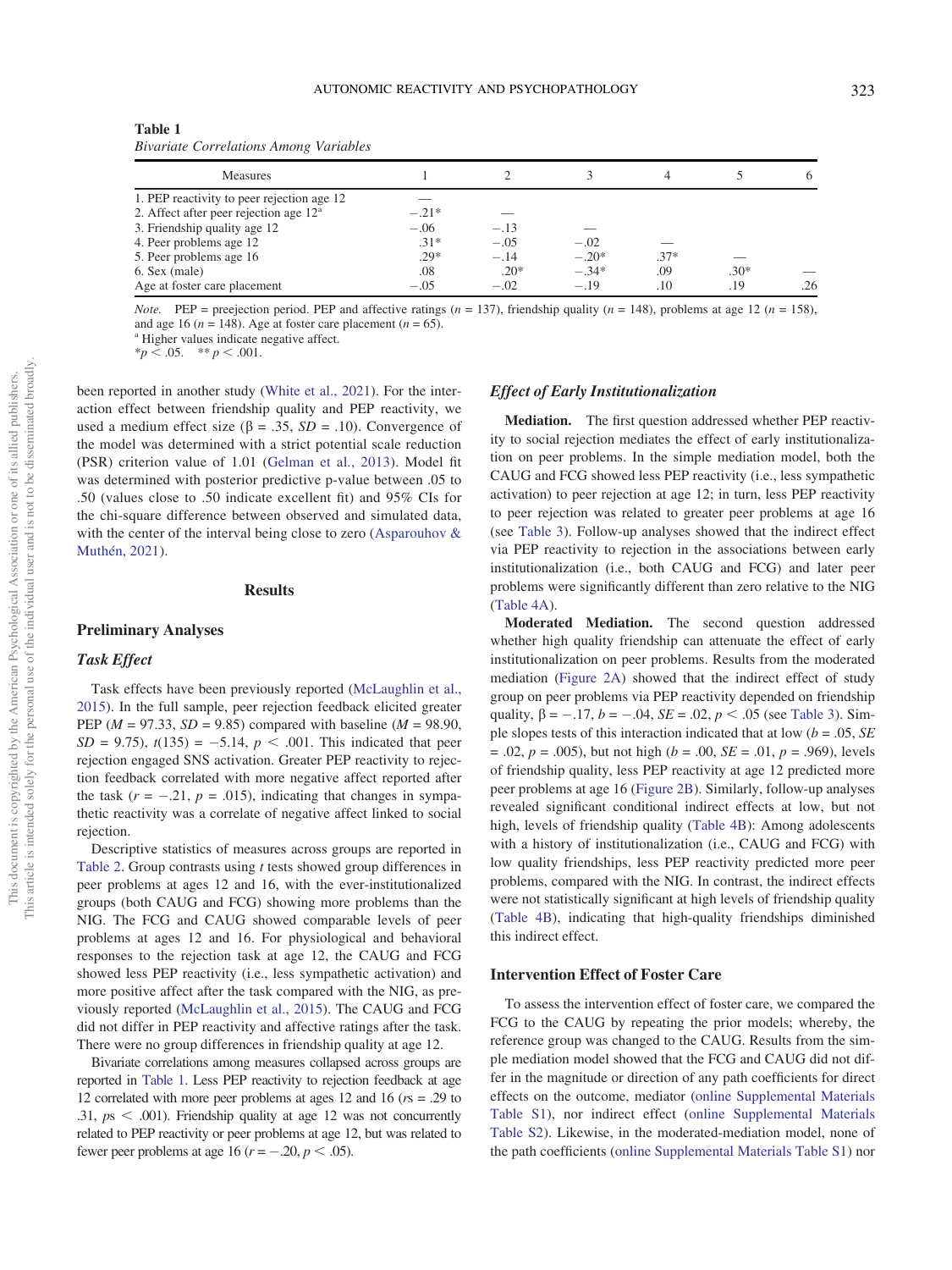**Table 1**
*Bivariate Correlations Among Variables*

| Measures | 1 | 2 | 3 | 4 | 5 | 6 |
|---|---|---|---|---|---|---|
| 1. PEP reactivity to peer rejection age 12 | — | | | | | |
| 2. Affect after peer rejection age 12[a] | −.21* | — | | | | |
| 3. Friendship quality age 12 | −.06 | −.13 | — | | | |
| 4. Peer problems age 12 | .31* | −.05 | −.02 | — | | |
| 5. Peer problems age 16 | .29* | −.14 | −.20* | .37* | — | |
| 6. Sex (male) | .08 | .20* | −.34* | .09 | .30* | — |
| Age at foster care placement | −.05 | −.02 | −.19 | .10 | .19 | .26 |

*Note.* PEP = preejection period. PEP and affective ratings ($n$ = 137), friendship quality ($n$ = 148), problems at age 12 ($n$ = 158), and age 16 ($n$ = 148). Age at foster care placement ($n$ = 65).
[a] Higher values indicate negative affect.
* $p < .05$. ** $p < .001$.

been reported in another study (White et al., 2021). For the interaction effect between friendship quality and PEP reactivity, we used a medium effect size (β = .35, *SD* = .10). Convergence of the model was determined with a strict potential scale reduction (PSR) criterion value of 1.01 (Gelman et al., 2013). Model fit was determined with posterior predictive p-value between .05 to .50 (values close to .50 indicate excellent fit) and 95% CIs for the chi-square difference between observed and simulated data, with the center of the interval being close to zero (Asparouhov & Muthén, 2021).

## Results

### Preliminary Analyses

#### *Task Effect*

Task effects have been previously reported (McLaughlin et al., 2015). In the full sample, peer rejection feedback elicited greater PEP (*M* = 97.33, *SD* = 9.85) compared with baseline (*M* = 98.90, *SD* = 9.75), $t(135) = -5.14$, $p < .001$. This indicated that peer rejection engaged SNS activation. Greater PEP reactivity to rejection feedback correlated with more negative affect reported after the task ($r = -.21$, $p = .015$), indicating that changes in sympathetic reactivity was a correlate of negative affect linked to social rejection.

Descriptive statistics of measures across groups are reported in Table 2. Group contrasts using *t* tests showed group differences in peer problems at ages 12 and 16, with the ever-institutionalized groups (both CAUG and FCG) showing more problems than the NIG. The FCG and CAUG showed comparable levels of peer problems at ages 12 and 16. For physiological and behavioral responses to the rejection task at age 12, the CAUG and FCG showed less PEP reactivity (i.e., less sympathetic activation) and more positive affect after the task compared with the NIG, as previously reported (McLaughlin et al., 2015). The CAUG and FCG did not differ in PEP reactivity and affective ratings after the task. There were no group differences in friendship quality at age 12.

Bivariate correlations among measures collapsed across groups are reported in Table 1. Less PEP reactivity to rejection feedback at age 12 correlated with more peer problems at ages 12 and 16 (*r*s = .29 to .31, *p*s < .001). Friendship quality at age 12 was not concurrently related to PEP reactivity or peer problems at age 12, but was related to fewer peer problems at age 16 ($r = -.20$, $p < .05$).

#### *Effect of Early Institutionalization*

**Mediation.** The first question addressed whether PEP reactivity to social rejection mediates the effect of early institutionalization on peer problems. In the simple mediation model, both the CAUG and FCG showed less PEP reactivity (i.e., less sympathetic activation) to peer rejection at age 12; in turn, less PEP reactivity to peer rejection was related to greater peer problems at age 16 (see Table 3). Follow-up analyses showed that the indirect effect via PEP reactivity to rejection in the associations between early institutionalization (i.e., both CAUG and FCG) and later peer problems were significantly different than zero relative to the NIG (Table 4A).

**Moderated Mediation.** The second question addressed whether high quality friendship can attenuate the effect of early institutionalization on peer problems. Results from the moderated mediation (Figure 2A) showed that the indirect effect of study group on peer problems via PEP reactivity depended on friendship quality, β = −.17, $b = -.04$, $SE = .02$, $p < .05$ (see Table 3). Simple slopes tests of this interaction indicated that at low ($b = .05$, $SE = .02$, $p = .005$), but not high ($b = .00$, $SE = .01$, $p = .969$), levels of friendship quality, less PEP reactivity at age 12 predicted more peer problems at age 16 (Figure 2B). Similarly, follow-up analyses revealed significant conditional indirect effects at low, but not high, levels of friendship quality (Table 4B): Among adolescents with a history of institutionalization (i.e., CAUG and FCG) with low quality friendships, less PEP reactivity predicted more peer problems, compared with the NIG. In contrast, the indirect effects were not statistically significant at high levels of friendship quality (Table 4B), indicating that high-quality friendships diminished this indirect effect.

### Intervention Effect of Foster Care

To assess the intervention effect of foster care, we compared the FCG to the CAUG by repeating the prior models; whereby, the reference group was changed to the CAUG. Results from the simple mediation model showed that the FCG and CAUG did not differ in the magnitude or direction of any path coefficients for direct effects on the outcome, mediator (online Supplemental Materials Table S1), nor indirect effect (online Supplemental Materials Table S2). Likewise, in the moderated-mediation model, none of the path coefficients (online Supplemental Materials Table S1) nor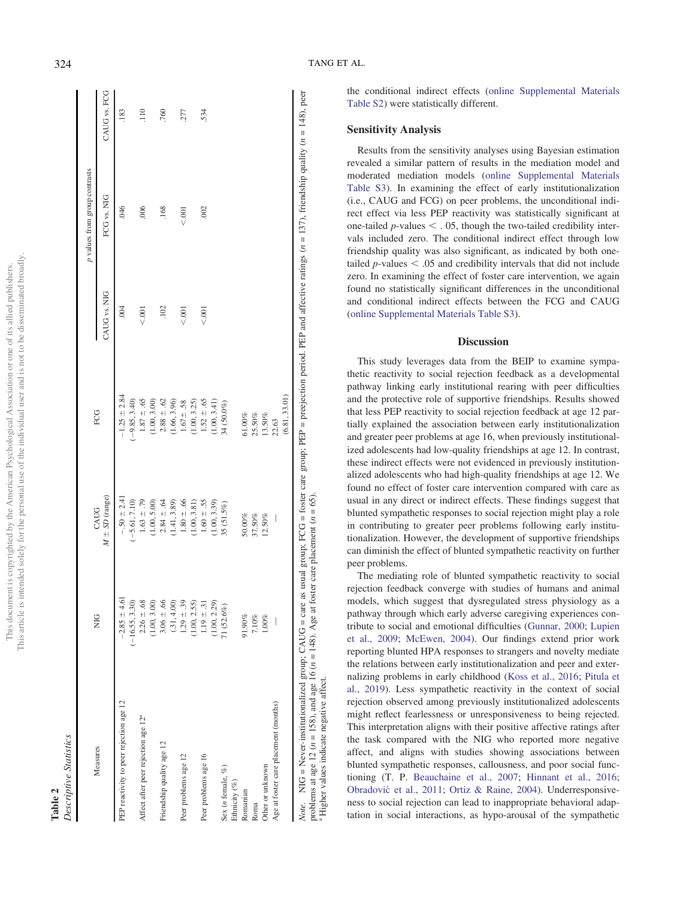**Table 2**
*Descriptive Statistics*

| Measures | NIG | CAUG | FCG | *p* values from group contrasts | | |
|---|---|---|---|---|---|---|
| | | $M \pm SD$ (range) | | CAUG vs. NIG | FCG vs. NIG | CAUG vs. FCG |
| PEP reactivity to peer rejection age 12 | −2.85 ± 4.61 | −.50 ± 2.41 | −1.25 ± 2.84 | .004 | .046 | .183 |
| | (−16.55, 3.30) | (−5.61, 7.10) | (−9.85, 3.40) | | | |
| Affect after peer rejection age 12[a] | 2.26 ± .68 | 1.63 ± .79 | 1.87 ± .65 | <.001 | .006 | .110 |
| | (1.00, 3.00) | (1.00, 5.00) | (1.00, 3.00) | | | |
| Friendship quality age 12 | 3.06 ± .66 | 2.84 ± .64 | 2.88 ± .62 | .102 | .168 | .760 |
| | (.31, 4.00) | (1.41, 3.89) | (1.66, 3.96) | | | |
| Peer problems age 12 | 1.29 ± .39 | 1.80 ± .66 | 1.67 ± .58 | <.001 | <.001 | .277 |
| | (1.00, 2.55) | (1.00, 3.81) | (1.00, 3.25) | | | |
| Peer problems age 16 | 1.19 ± .31 | 1.60 ± .55 | 1.52 ± .65 | <.001 | .002 | .534 |
| | (1.00, 2.29) | (1.00, 3.39) | (1.00, 3.41) | | | |
| Sex (*n* female, %) | 71 (52.6%) | 35 (51.5%) | 34 (50.0%) | | | |
| Ethnicity (%) | | | | | | |
| Romanian | 91.90% | 50.00% | 61.00% | | | |
| Roma | 7.10% | 37.50% | 25.50% | | | |
| Other or unknown | 1.00% | 12.50% | 13.50% | | | |
| Age at foster care placement (months) | — | — | 22.63 | | | |
| | | | (6.81, 33.01) | | | |

*Note.* NIG = Never-institutionalized group; CAUG = care as usual group; FCG = foster care group; PEP = preejection period. PEP and affective ratings (*n* = 137), friendship quality (*n* = 148), peer problems at age 12 (*n* = 158), and age 16 (*n* = 148). Age at foster care placement (*n* = 65).
[a] Higher values indicate negative affect.

the conditional indirect effects (online Supplemental Materials Table S2) were statistically different.

## Sensitivity Analysis

Results from the sensitivity analyses using Bayesian estimation revealed a similar pattern of results in the mediation model and moderated mediation models (online Supplemental Materials Table S3). In examining the effect of early institutionalization (i.e., CAUG and FCG) on peer problems, the unconditional indirect effect via less PEP reactivity was statistically significant at one-tailed *p*-values < . 05, though the two-tailed credibility intervals included zero. The conditional indirect effect through low friendship quality was also significant, as indicated by both one-tailed *p*-values < .05 and credibility intervals that did not include zero. In examining the effect of foster care intervention, we again found no statistically significant differences in the unconditional and conditional indirect effects between the FCG and CAUG (online Supplemental Materials Table S3).

# Discussion

This study leverages data from the BEIP to examine sympathetic reactivity to social rejection feedback as a developmental pathway linking early institutional rearing with peer difficulties and the protective role of supportive friendships. Results showed that less PEP reactivity to social rejection feedback at age 12 partially explained the association between early institutionalization and greater peer problems at age 16, when previously institutionalized adolescents had low-quality friendships at age 12. In contrast, these indirect effects were not evidenced in previously institutionalized adolescents who had high-quality friendships at age 12. We found no effect of foster care intervention compared with care as usual in any direct or indirect effects. These findings suggest that blunted sympathetic responses to social rejection might play a role in contributing to greater peer problems following early institutionalization. However, the development of supportive friendships can diminish the effect of blunted sympathetic reactivity on further peer problems.

The mediating role of blunted sympathetic reactivity to social rejection feedback converge with studies of humans and animal models, which suggest that dysregulated stress physiology as a pathway through which early adverse caregiving experiences contribute to social and emotional difficulties (Gunnar, 2000; Lupien et al., 2009; McEwen, 2004). Our findings extend prior work reporting blunted HPA responses to strangers and novelty mediate the relations between early institutionalization and peer and externalizing problems in early childhood (Koss et al., 2016; Pitula et al., 2019). Less sympathetic reactivity in the context of social rejection observed among previously institutionalized adolescents might reflect fearlessness or unresponsiveness to being rejected. This interpretation aligns with their positive affective ratings after the task compared with the NIG who reported more negative affect, and aligns with studies showing associations between blunted sympathetic responses, callousness, and poor social functioning (T. P. Beauchaine et al., 2007; Hinnant et al., 2016; Obradović et al., 2011; Ortiz & Raine, 2004). Underresponsiveness to social rejection can lead to inappropriate behavioral adaptation in social interactions, as hypo-arousal of the sympathetic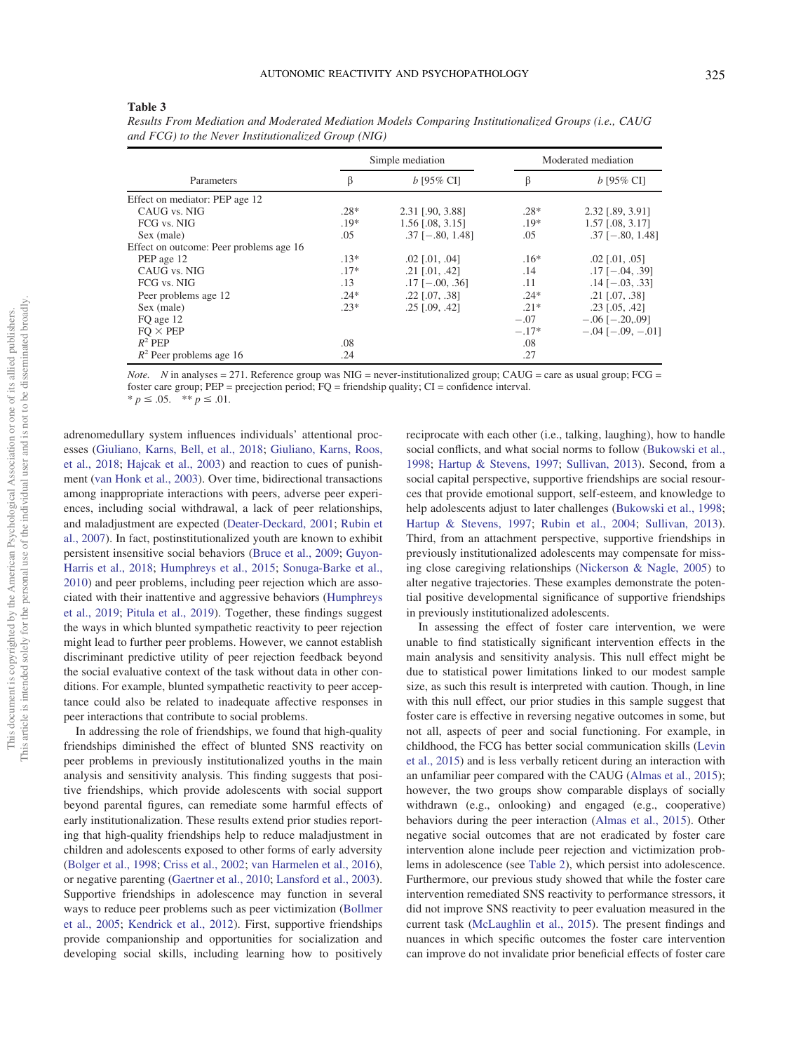**Table 3**

*Results From Mediation and Moderated Mediation Models Comparing Institutionalized Groups (i.e., CAUG and FCG) to the Never Institutionalized Group (NIG)*

| Parameters | Simple mediation | | Moderated mediation | |
|---|---|---|---|---|
| | β | *b* [95% CI] | β | *b* [95% CI] |
| Effect on mediator: PEP age 12 | | | | |
| CAUG vs. NIG | .28* | 2.31 [.90, 3.88] | .28* | 2.32 [.89, 3.91] |
| FCG vs. NIG | .19* | 1.56 [.08, 3.15] | .19* | 1.57 [.08, 3.17] |
| Sex (male) | .05 | .37 [−.80, 1.48] | .05 | .37 [−.80, 1.48] |
| Effect on outcome: Peer problems age 16 | | | | |
| PEP age 12 | .13* | .02 [.01, .04] | .16* | .02 [.01, .05] |
| CAUG vs. NIG | .17* | .21 [.01, .42] | .14 | .17 [−.04, .39] |
| FCG vs. NIG | .13 | .17 [−.00, .36] | .11 | .14 [−.03, .33] |
| Peer problems age 12 | .24* | .22 [.07, .38] | .24* | .21 [.07, .38] |
| Sex (male) | .23* | .25 [.09, .42] | .21* | .23 [.05, .42] |
| FQ age 12 | | | −.07 | −.06 [−.20,.09] |
| FQ × PEP | | | −.17* | −.04 [−.09, −.01] |
| $R^2$ PEP | .08 | | .08 | |
| $R^2$ Peer problems age 16 | .24 | | .27 | |

*Note.* *N* in analyses = 271. Reference group was NIG = never-institutionalized group; CAUG = care as usual group; FCG = foster care group; PEP = preejection period; FQ = friendship quality; CI = confidence interval.
* $p \leq .05$. ** $p \leq .01$.

adrenomedullary system influences individuals' attentional processes (Giuliano, Karns, Bell, et al., 2018; Giuliano, Karns, Roos, et al., 2018; Hajcak et al., 2003) and reaction to cues of punishment (van Honk et al., 2003). Over time, bidirectional transactions among inappropriate interactions with peers, adverse peer experiences, including social withdrawal, a lack of peer relationships, and maladjustment are expected (Deater-Deckard, 2001; Rubin et al., 2007). In fact, postinstitutionalized youth are known to exhibit persistent insensitive social behaviors (Bruce et al., 2009; Guyon-Harris et al., 2018; Humphreys et al., 2015; Sonuga-Barke et al., 2010) and peer problems, including peer rejection which are associated with their inattentive and aggressive behaviors (Humphreys et al., 2019; Pitula et al., 2019). Together, these findings suggest the ways in which blunted sympathetic reactivity to peer rejection might lead to further peer problems. However, we cannot establish discriminant predictive utility of peer rejection feedback beyond the social evaluative context of the task without data in other conditions. For example, blunted sympathetic reactivity to peer acceptance could also be related to inadequate affective responses in peer interactions that contribute to social problems.

In addressing the role of friendships, we found that high-quality friendships diminished the effect of blunted SNS reactivity on peer problems in previously institutionalized youths in the main analysis and sensitivity analysis. This finding suggests that positive friendships, which provide adolescents with social support beyond parental figures, can remediate some harmful effects of early institutionalization. These results extend prior studies reporting that high-quality friendships help to reduce maladjustment in children and adolescents exposed to other forms of early adversity (Bolger et al., 1998; Criss et al., 2002; van Harmelen et al., 2016), or negative parenting (Gaertner et al., 2010; Lansford et al., 2003). Supportive friendships in adolescence may function in several ways to reduce peer problems such as peer victimization (Bollmer et al., 2005; Kendrick et al., 2012). First, supportive friendships provide companionship and opportunities for socialization and developing social skills, including learning how to positively reciprocate with each other (i.e., talking, laughing), how to handle social conflicts, and what social norms to follow (Bukowski et al., 1998; Hartup & Stevens, 1997; Sullivan, 2013). Second, from a social capital perspective, supportive friendships are social resources that provide emotional support, self-esteem, and knowledge to help adolescents adjust to later challenges (Bukowski et al., 1998; Hartup & Stevens, 1997; Rubin et al., 2004; Sullivan, 2013). Third, from an attachment perspective, supportive friendships in previously institutionalized adolescents may compensate for missing close caregiving relationships (Nickerson & Nagle, 2005) to alter negative trajectories. These examples demonstrate the potential positive developmental significance of supportive friendships in previously institutionalized adolescents.

In assessing the effect of foster care intervention, we were unable to find statistically significant intervention effects in the main analysis and sensitivity analysis. This null effect might be due to statistical power limitations linked to our modest sample size, as such this result is interpreted with caution. Though, in line with this null effect, our prior studies in this sample suggest that foster care is effective in reversing negative outcomes in some, but not all, aspects of peer and social functioning. For example, in childhood, the FCG has better social communication skills (Levin et al., 2015) and is less verbally reticent during an interaction with an unfamiliar peer compared with the CAUG (Almas et al., 2015); however, the two groups show comparable displays of socially withdrawn (e.g., onlooking) and engaged (e.g., cooperative) behaviors during the peer interaction (Almas et al., 2015). Other negative social outcomes that are not eradicated by foster care intervention alone include peer rejection and victimization problems in adolescence (see Table 2), which persist into adolescence. Furthermore, our previous study showed that while the foster care intervention remediated SNS reactivity to performance stressors, it did not improve SNS reactivity to peer evaluation measured in the current task (McLaughlin et al., 2015). The present findings and nuances in which specific outcomes the foster care intervention can improve do not invalidate prior beneficial effects of foster care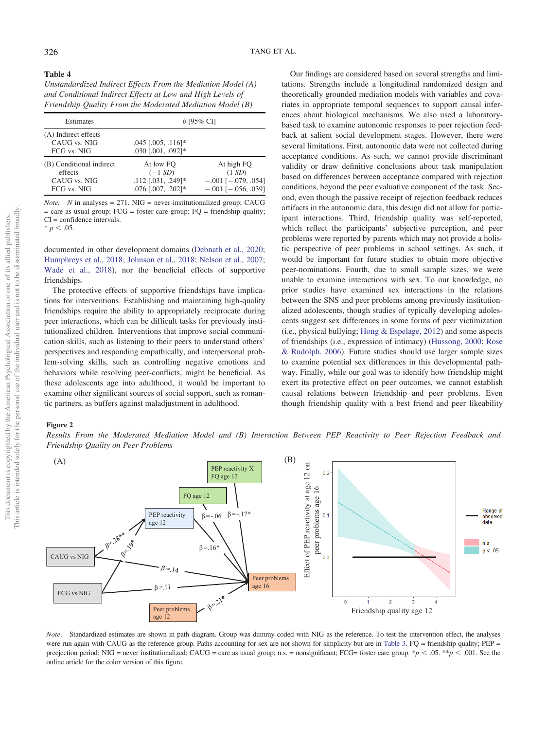**Table 4**

*Unstandardized Indirect Effects From the Mediation Model (A) and Conditional Indirect Effects at Low and High Levels of Friendship Quality From the Moderated Mediation Model (B)*

| Estimates | *b* [95% CI] | |
|---|---|---|
| (A) Indirect effects | | |
| CAUG vs. NIG | .045 [.005, .116]* | |
| FCG vs. NIG | .030 [.001, .092]* | |
| (B) Conditional indirect effects | At low FQ (−1 *SD*) | At high FQ (1 *SD*) |
| CAUG vs. NIG | .112 [.031, .249]* | −.001 [−.079, .054] |
| FCG vs. NIG | .076 [.007, .202]* | −.001 [−.056, .039] |

*Note*. *N* in analyses = 271. NIG = never-institutionalized group; CAUG = care as usual group; FCG = foster care group; FQ = friendship quality; CI = confidence intervals.
* $p < .05$.

documented in other development domains (Debnath et al., 2020; Humphreys et al., 2018; Johnson et al., 2018; Nelson et al., 2007; Wade et al., 2018), nor the beneficial effects of supportive friendships.

The protective effects of supportive friendships have implications for interventions. Establishing and maintaining high-quality friendships require the ability to appropriately reciprocate during peer interactions, which can be difficult tasks for previously institutionalized children. Interventions that improve social communication skills, such as listening to their peers to understand others' perspectives and responding empathically, and interpersonal problem-solving skills, such as controlling negative emotions and behaviors while resolving peer-conflicts, might be beneficial. As these adolescents age into adulthood, it would be important to examine other significant sources of social support, such as romantic partners, as buffers against maladjustment in adulthood.

Our findings are considered based on several strengths and limitations. Strengths include a longitudinal randomized design and theoretically grounded mediation models with variables and covariates in appropriate temporal sequences to support causal inferences about biological mechanisms. We also used a laboratory-based task to examine autonomic responses to peer rejection feedback at salient social development stages. However, there were several limitations. First, autonomic data were not collected during acceptance conditions. As such, we cannot provide discriminant validity or draw definitive conclusions about task manipulation based on differences between acceptance compared with rejection conditions, beyond the peer evaluative component of the task. Second, even though the passive receipt of rejection feedback reduces artifacts in the autonomic data, this design did not allow for participant interactions. Third, friendship quality was self-reported, which reflect the participants' subjective perception, and peer problems were reported by parents which may not provide a holistic perspective of peer problems in school settings. As such, it would be important for future studies to obtain more objective peer-nominations. Fourth, due to small sample sizes, we were unable to examine interactions with sex. To our knowledge, no prior studies have examined sex interactions in the relations between the SNS and peer problems among previously institutionalized adolescents, though studies of typically developing adolescents suggest sex differences in some forms of peer victimization (i.e., physical bullying; Hong & Espelage, 2012) and some aspects of friendships (i.e., expression of intimacy) (Hussong, 2000; Rose & Rudolph, 2006). Future studies should use larger sample sizes to examine potential sex differences in this developmental pathway. Finally, while our goal was to identify how friendship might exert its protective effect on peer outcomes, we cannot establish causal relations between friendship and peer problems. Even though friendship quality with a best friend and peer likeability

**Figure 2**

*Results From the Moderated Mediation Model and (B) Interaction Between PEP Reactivity to Peer Rejection Feedback and Friendship Quality on Peer Problems*

*Note*. Standardized estimates are shown in path diagram. Group was dummy coded with NIG as the reference. To test the intervention effect, the analyses were run again with CAUG as the reference group. Paths accounting for sex are not shown for simplicity but are in Table 3. FQ = friendship quality; PEP = preejection period; NIG = never institutionalized; CAUG = care as usual group; n.s. = nonsignificant; FCG= foster care group. * $p < .05$. ** $p < .001$. See the online article for the color version of this figure.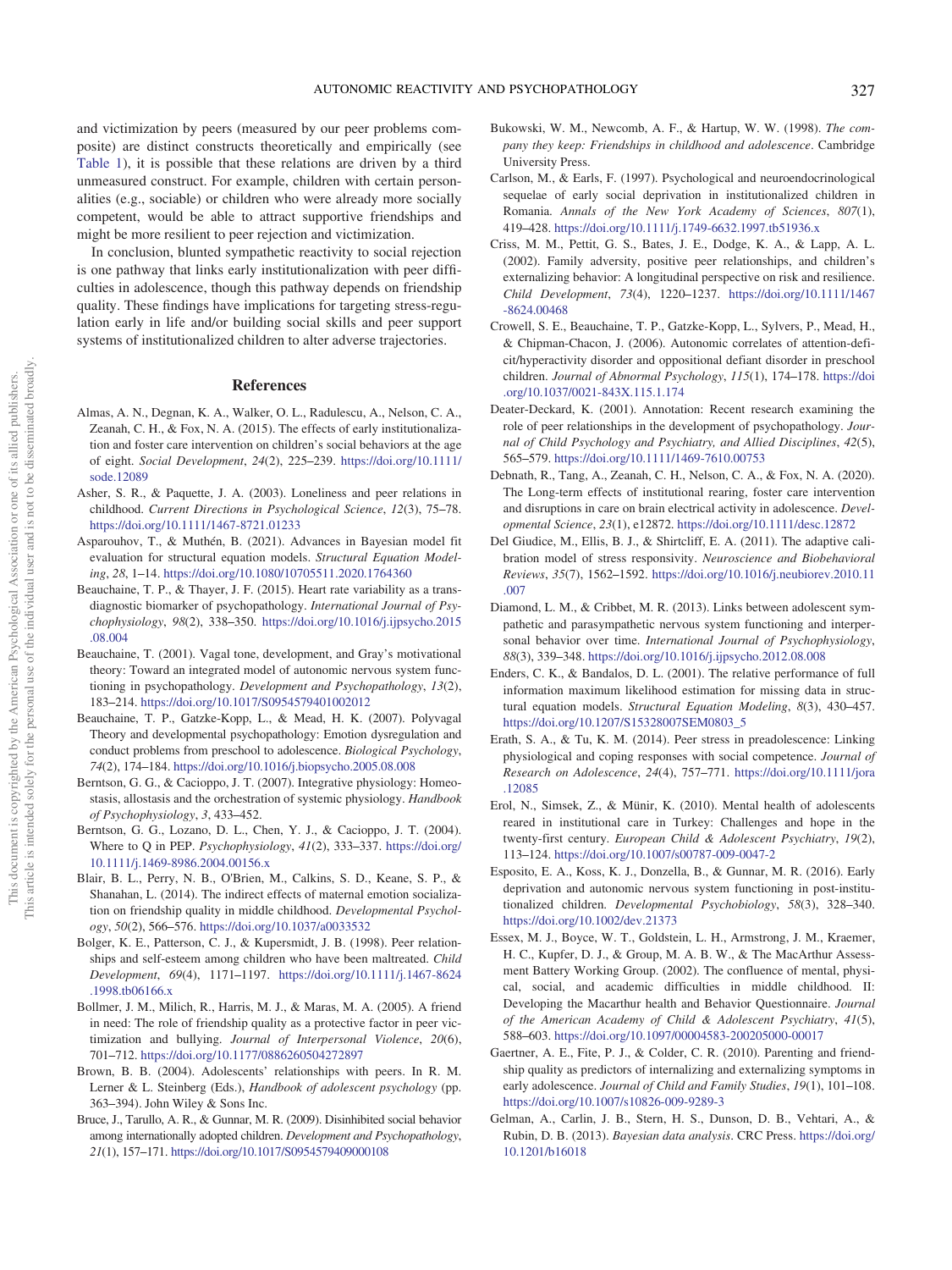and victimization by peers (measured by our peer problems composite) are distinct constructs theoretically and empirically (see Table 1), it is possible that these relations are driven by a third unmeasured construct. For example, children with certain personalities (e.g., sociable) or children who were already more socially competent, would be able to attract supportive friendships and might be more resilient to peer rejection and victimization.

In conclusion, blunted sympathetic reactivity to social rejection is one pathway that links early institutionalization with peer difficulties in adolescence, though this pathway depends on friendship quality. These findings have implications for targeting stress-regulation early in life and/or building social skills and peer support systems of institutionalized children to alter adverse trajectories.

## References

Almas, A. N., Degnan, K. A., Walker, O. L., Radulescu, A., Nelson, C. A., Zeanah, C. H., & Fox, N. A. (2015). The effects of early institutionalization and foster care intervention on children's social behaviors at the age of eight. *Social Development*, *24*(2), 225–239. https://doi.org/10.1111/sode.12089

Asher, S. R., & Paquette, J. A. (2003). Loneliness and peer relations in childhood. *Current Directions in Psychological Science*, *12*(3), 75–78. https://doi.org/10.1111/1467-8721.01233

Asparouhov, T., & Muthén, B. (2021). Advances in Bayesian model fit evaluation for structural equation models. *Structural Equation Modeling*, *28*, 1–14. https://doi.org/10.1080/10705511.2020.1764360

Beauchaine, T. P., & Thayer, J. F. (2015). Heart rate variability as a transdiagnostic biomarker of psychopathology. *International Journal of Psychophysiology*, *98*(2), 338–350. https://doi.org/10.1016/j.ijpsycho.2015.08.004

Beauchaine, T. (2001). Vagal tone, development, and Gray's motivational theory: Toward an integrated model of autonomic nervous system functioning in psychopathology. *Development and Psychopathology*, *13*(2), 183–214. https://doi.org/10.1017/S0954579401002012

Beauchaine, T. P., Gatzke-Kopp, L., & Mead, H. K. (2007). Polyvagal Theory and developmental psychopathology: Emotion dysregulation and conduct problems from preschool to adolescence. *Biological Psychology*, *74*(2), 174–184. https://doi.org/10.1016/j.biopsycho.2005.08.008

Berntson, G. G., & Cacioppo, J. T. (2007). Integrative physiology: Homeostasis, allostasis and the orchestration of systemic physiology. *Handbook of Psychophysiology*, *3*, 433–452.

Berntson, G. G., Lozano, D. L., Chen, Y. J., & Cacioppo, J. T. (2004). Where to Q in PEP. *Psychophysiology*, *41*(2), 333–337. https://doi.org/10.1111/j.1469-8986.2004.00156.x

Blair, B. L., Perry, N. B., O'Brien, M., Calkins, S. D., Keane, S. P., & Shanahan, L. (2014). The indirect effects of maternal emotion socialization on friendship quality in middle childhood. *Developmental Psychology*, *50*(2), 566–576. https://doi.org/10.1037/a0033532

Bolger, K. E., Patterson, C. J., & Kupersmidt, J. B. (1998). Peer relationships and self-esteem among children who have been maltreated. *Child Development*, *69*(4), 1171–1197. https://doi.org/10.1111/j.1467-8624.1998.tb06166.x

Bollmer, J. M., Milich, R., Harris, M. J., & Maras, M. A. (2005). A friend in need: The role of friendship quality as a protective factor in peer victimization and bullying. *Journal of Interpersonal Violence*, *20*(6), 701–712. https://doi.org/10.1177/0886260504272897

Brown, B. B. (2004). Adolescents' relationships with peers. In R. M. Lerner & L. Steinberg (Eds.), *Handbook of adolescent psychology* (pp. 363–394). John Wiley & Sons Inc.

Bruce, J., Tarullo, A. R., & Gunnar, M. R. (2009). Disinhibited social behavior among internationally adopted children. *Development and Psychopathology*, *21*(1), 157–171. https://doi.org/10.1017/S0954579409000108

Bukowski, W. M., Newcomb, A. F., & Hartup, W. W. (1998). *The company they keep: Friendships in childhood and adolescence*. Cambridge University Press.

Carlson, M., & Earls, F. (1997). Psychological and neuroendocrinological sequelae of early social deprivation in institutionalized children in Romania. *Annals of the New York Academy of Sciences*, *807*(1), 419–428. https://doi.org/10.1111/j.1749-6632.1997.tb51936.x

Criss, M. M., Pettit, G. S., Bates, J. E., Dodge, K. A., & Lapp, A. L. (2002). Family adversity, positive peer relationships, and children's externalizing behavior: A longitudinal perspective on risk and resilience. *Child Development*, *73*(4), 1220–1237. https://doi.org/10.1111/1467-8624.00468

Crowell, S. E., Beauchaine, T. P., Gatzke-Kopp, L., Sylvers, P., Mead, H., & Chipman-Chacon, J. (2006). Autonomic correlates of attention-deficit/hyperactivity disorder and oppositional defiant disorder in preschool children. *Journal of Abnormal Psychology*, *115*(1), 174–178. https://doi.org/10.1037/0021-843X.115.1.174

Deater-Deckard, K. (2001). Annotation: Recent research examining the role of peer relationships in the development of psychopathology. *Journal of Child Psychology and Psychiatry, and Allied Disciplines*, *42*(5), 565–579. https://doi.org/10.1111/1469-7610.00753

Debnath, R., Tang, A., Zeanah, C. H., Nelson, C. A., & Fox, N. A. (2020). The Long-term effects of institutional rearing, foster care intervention and disruptions in care on brain electrical activity in adolescence. *Developmental Science*, *23*(1), e12872. https://doi.org/10.1111/desc.12872

Del Giudice, M., Ellis, B. J., & Shirtcliff, E. A. (2011). The adaptive calibration model of stress responsivity. *Neuroscience and Biobehavioral Reviews*, *35*(7), 1562–1592. https://doi.org/10.1016/j.neubiorev.2010.11.007

Diamond, L. M., & Cribbet, M. R. (2013). Links between adolescent sympathetic and parasympathetic nervous system functioning and interpersonal behavior over time. *International Journal of Psychophysiology*, *88*(3), 339–348. https://doi.org/10.1016/j.ijpsycho.2012.08.008

Enders, C. K., & Bandalos, D. L. (2001). The relative performance of full information maximum likelihood estimation for missing data in structural equation models. *Structural Equation Modeling*, *8*(3), 430–457. https://doi.org/10.1207/S15328007SEM0803_5

Erath, S. A., & Tu, K. M. (2014). Peer stress in preadolescence: Linking physiological and coping responses with social competence. *Journal of Research on Adolescence*, *24*(4), 757–771. https://doi.org/10.1111/jora.12085

Erol, N., Simsek, Z., & Münir, K. (2010). Mental health of adolescents reared in institutional care in Turkey: Challenges and hope in the twenty-first century. *European Child & Adolescent Psychiatry*, *19*(2), 113–124. https://doi.org/10.1007/s00787-009-0047-2

Esposito, E. A., Koss, K. J., Donzella, B., & Gunnar, M. R. (2016). Early deprivation and autonomic nervous system functioning in post-institutionalized children. *Developmental Psychobiology*, *58*(3), 328–340. https://doi.org/10.1002/dev.21373

Essex, M. J., Boyce, W. T., Goldstein, L. H., Armstrong, J. M., Kraemer, H. C., Kupfer, D. J., & Group, M. A. B. W., & The MacArthur Assessment Battery Working Group. (2002). The confluence of mental, physical, social, and academic difficulties in middle childhood. II: Developing the Macarthur health and Behavior Questionnaire. *Journal of the American Academy of Child & Adolescent Psychiatry*, *41*(5), 588–603. https://doi.org/10.1097/00004583-200205000-00017

Gaertner, A. E., Fite, P. J., & Colder, C. R. (2010). Parenting and friendship quality as predictors of internalizing and externalizing symptoms in early adolescence. *Journal of Child and Family Studies*, *19*(1), 101–108. https://doi.org/10.1007/s10826-009-9289-3

Gelman, A., Carlin, J. B., Stern, H. S., Dunson, D. B., Vehtari, A., & Rubin, D. B. (2013). *Bayesian data analysis*. CRC Press. https://doi.org/10.1201/b16018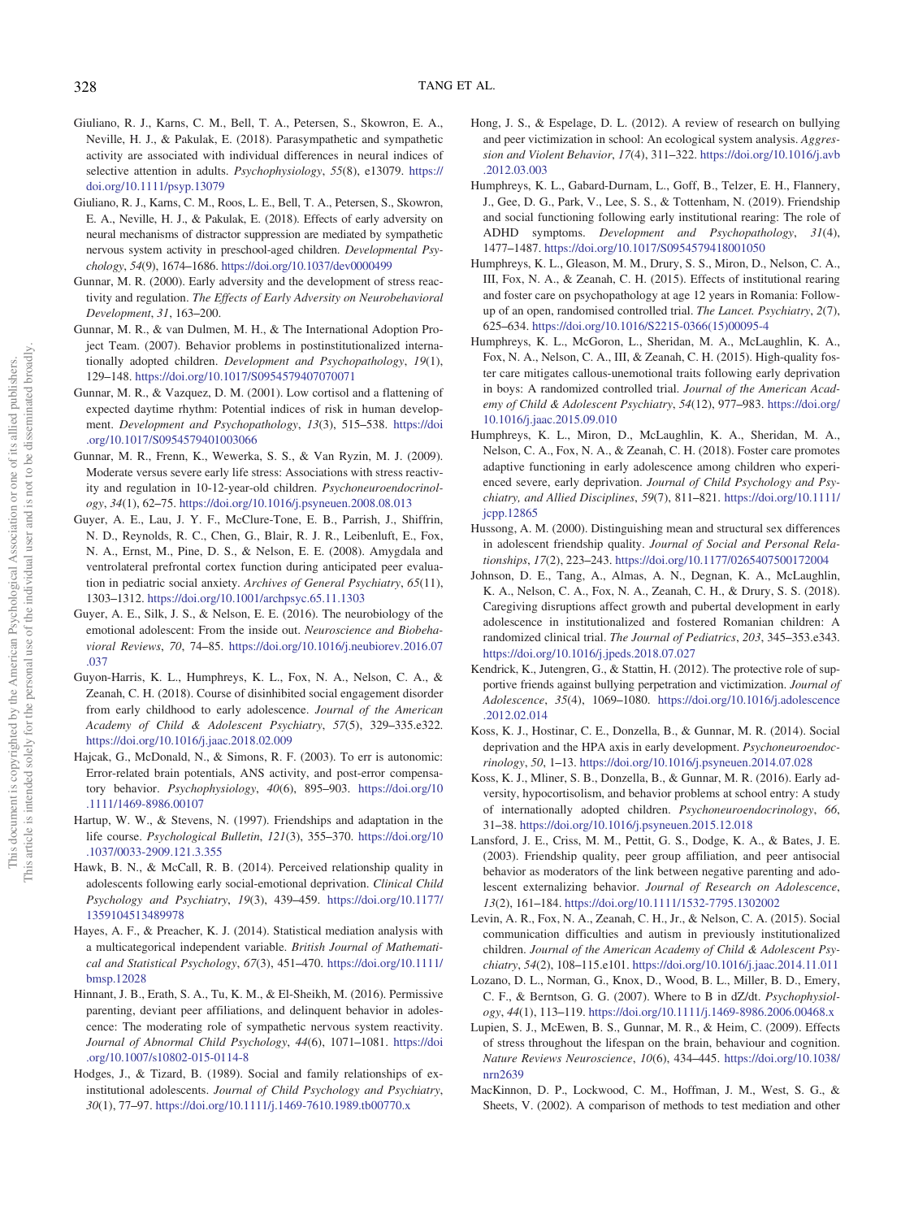Giuliano, R. J., Karns, C. M., Bell, T. A., Petersen, S., Skowron, E. A., Neville, H. J., & Pakulak, E. (2018). Parasympathetic and sympathetic activity are associated with individual differences in neural indices of selective attention in adults. *Psychophysiology*, *55*(8), e13079. https://doi.org/10.1111/psyp.13079

Giuliano, R. J., Karns, C. M., Roos, L. E., Bell, T. A., Petersen, S., Skowron, E. A., Neville, H. J., & Pakulak, E. (2018). Effects of early adversity on neural mechanisms of distractor suppression are mediated by sympathetic nervous system activity in preschool-aged children. *Developmental Psychology*, *54*(9), 1674–1686. https://doi.org/10.1037/dev0000499

Gunnar, M. R. (2000). Early adversity and the development of stress reactivity and regulation. *The Effects of Early Adversity on Neurobehavioral Development*, *31*, 163–200.

Gunnar, M. R., & van Dulmen, M. H., & The International Adoption Project Team. (2007). Behavior problems in postinstitutionalized internationally adopted children. *Development and Psychopathology*, *19*(1), 129–148. https://doi.org/10.1017/S0954579407070071

Gunnar, M. R., & Vazquez, D. M. (2001). Low cortisol and a flattening of expected daytime rhythm: Potential indices of risk in human development. *Development and Psychopathology*, *13*(3), 515–538. https://doi.org/10.1017/S0954579401003066

Gunnar, M. R., Frenn, K., Wewerka, S. S., & Van Ryzin, M. J. (2009). Moderate versus severe early life stress: Associations with stress reactivity and regulation in 10-12-year-old children. *Psychoneuroendocrinology*, *34*(1), 62–75. https://doi.org/10.1016/j.psyneuen.2008.08.013

Guyer, A. E., Lau, J. Y. F., McClure-Tone, E. B., Parrish, J., Shiffrin, N. D., Reynolds, R. C., Chen, G., Blair, R. J. R., Leibenluft, E., Fox, N. A., Ernst, M., Pine, D. S., & Nelson, E. E. (2008). Amygdala and ventrolateral prefrontal cortex function during anticipated peer evaluation in pediatric social anxiety. *Archives of General Psychiatry*, *65*(11), 1303–1312. https://doi.org/10.1001/archpsyc.65.11.1303

Guyer, A. E., Silk, J. S., & Nelson, E. E. (2016). The neurobiology of the emotional adolescent: From the inside out. *Neuroscience and Biobehavioral Reviews*, *70*, 74–85. https://doi.org/10.1016/j.neubiorev.2016.07.037

Guyon-Harris, K. L., Humphreys, K. L., Fox, N. A., Nelson, C. A., & Zeanah, C. H. (2018). Course of disinhibited social engagement disorder from early childhood to early adolescence. *Journal of the American Academy of Child & Adolescent Psychiatry*, *57*(5), 329–335.e322. https://doi.org/10.1016/j.jaac.2018.02.009

Hajcak, G., McDonald, N., & Simons, R. F. (2003). To err is autonomic: Error-related brain potentials, ANS activity, and post-error compensatory behavior. *Psychophysiology*, *40*(6), 895–903. https://doi.org/10.1111/1469-8986.00107

Hartup, W. W., & Stevens, N. (1997). Friendships and adaptation in the life course. *Psychological Bulletin*, *121*(3), 355–370. https://doi.org/10.1037/0033-2909.121.3.355

Hawk, B. N., & McCall, R. B. (2014). Perceived relationship quality in adolescents following early social-emotional deprivation. *Clinical Child Psychology and Psychiatry*, *19*(3), 439–459. https://doi.org/10.1177/1359104513489978

Hayes, A. F., & Preacher, K. J. (2014). Statistical mediation analysis with a multicategorical independent variable. *British Journal of Mathematical and Statistical Psychology*, *67*(3), 451–470. https://doi.org/10.1111/bmsp.12028

Hinnant, J. B., Erath, S. A., Tu, K. M., & El-Sheikh, M. (2016). Permissive parenting, deviant peer affiliations, and delinquent behavior in adolescence: The moderating role of sympathetic nervous system reactivity. *Journal of Abnormal Child Psychology*, *44*(6), 1071–1081. https://doi.org/10.1007/s10802-015-0114-8

Hodges, J., & Tizard, B. (1989). Social and family relationships of ex-institutional adolescents. *Journal of Child Psychology and Psychiatry*, *30*(1), 77–97. https://doi.org/10.1111/j.1469-7610.1989.tb00770.x

Hong, J. S., & Espelage, D. L. (2012). A review of research on bullying and peer victimization in school: An ecological system analysis. *Aggression and Violent Behavior*, *17*(4), 311–322. https://doi.org/10.1016/j.avb.2012.03.003

Humphreys, K. L., Gabard-Durnam, L., Goff, B., Telzer, E. H., Flannery, J., Gee, D. G., Park, V., Lee, S. S., & Tottenham, N. (2019). Friendship and social functioning following early institutional rearing: The role of ADHD symptoms. *Development and Psychopathology*, *31*(4), 1477–1487. https://doi.org/10.1017/S0954579418001050

Humphreys, K. L., Gleason, M. M., Drury, S. S., Miron, D., Nelson, C. A., III, Fox, N. A., & Zeanah, C. H. (2015). Effects of institutional rearing and foster care on psychopathology at age 12 years in Romania: Follow-up of an open, randomised controlled trial. *The Lancet. Psychiatry*, *2*(7), 625–634. https://doi.org/10.1016/S2215-0366(15)00095-4

Humphreys, K. L., McGoron, L., Sheridan, M. A., McLaughlin, K. A., Fox, N. A., Nelson, C. A., III, & Zeanah, C. H. (2015). High-quality foster care mitigates callous-unemotional traits following early deprivation in boys: A randomized controlled trial. *Journal of the American Academy of Child & Adolescent Psychiatry*, *54*(12), 977–983. https://doi.org/10.1016/j.jaac.2015.09.010

Humphreys, K. L., Miron, D., McLaughlin, K. A., Sheridan, M. A., Nelson, C. A., Fox, N. A., & Zeanah, C. H. (2018). Foster care promotes adaptive functioning in early adolescence among children who experienced severe, early deprivation. *Journal of Child Psychology and Psychiatry, and Allied Disciplines*, *59*(7), 811–821. https://doi.org/10.1111/jcpp.12865

Hussong, A. M. (2000). Distinguishing mean and structural sex differences in adolescent friendship quality. *Journal of Social and Personal Relationships*, *17*(2), 223–243. https://doi.org/10.1177/0265407500172004

Johnson, D. E., Tang, A., Almas, A. N., Degnan, K. A., McLaughlin, K. A., Nelson, C. A., Fox, N. A., Zeanah, C. H., & Drury, S. S. (2018). Caregiving disruptions affect growth and pubertal development in early adolescence in institutionalized and fostered Romanian children: A randomized clinical trial. *The Journal of Pediatrics*, *203*, 345–353.e343. https://doi.org/10.1016/j.jpeds.2018.07.027

Kendrick, K., Jutengren, G., & Stattin, H. (2012). The protective role of supportive friends against bullying perpetration and victimization. *Journal of Adolescence*, *35*(4), 1069–1080. https://doi.org/10.1016/j.adolescence.2012.02.014

Koss, K. J., Hostinar, C. E., Donzella, B., & Gunnar, M. R. (2014). Social deprivation and the HPA axis in early development. *Psychoneuroendocrinology*, *50*, 1–13. https://doi.org/10.1016/j.psyneuen.2014.07.028

Koss, K. J., Mliner, S. B., Donzella, B., & Gunnar, M. R. (2016). Early adversity, hypocortisolism, and behavior problems at school entry: A study of internationally adopted children. *Psychoneuroendocrinology*, *66*, 31–38. https://doi.org/10.1016/j.psyneuen.2015.12.018

Lansford, J. E., Criss, M. M., Pettit, G. S., Dodge, K. A., & Bates, J. E. (2003). Friendship quality, peer group affiliation, and peer antisocial behavior as moderators of the link between negative parenting and adolescent externalizing behavior. *Journal of Research on Adolescence*, *13*(2), 161–184. https://doi.org/10.1111/1532-7795.1302002

Levin, A. R., Fox, N. A., Zeanah, C. H., Jr., & Nelson, C. A. (2015). Social communication difficulties and autism in previously institutionalized children. *Journal of the American Academy of Child & Adolescent Psychiatry*, *54*(2), 108–115.e101. https://doi.org/10.1016/j.jaac.2014.11.011

Lozano, D. L., Norman, G., Knox, D., Wood, B. L., Miller, B. D., Emery, C. F., & Berntson, G. G. (2007). Where to B in dZ/dt. *Psychophysiology*, *44*(1), 113–119. https://doi.org/10.1111/j.1469-8986.2006.00468.x

Lupien, S. J., McEwen, B. S., Gunnar, M. R., & Heim, C. (2009). Effects of stress throughout the lifespan on the brain, behaviour and cognition. *Nature Reviews Neuroscience*, *10*(6), 434–445. https://doi.org/10.1038/nrn2639

MacKinnon, D. P., Lockwood, C. M., Hoffman, J. M., West, S. G., & Sheets, V. (2002). A comparison of methods to test mediation and other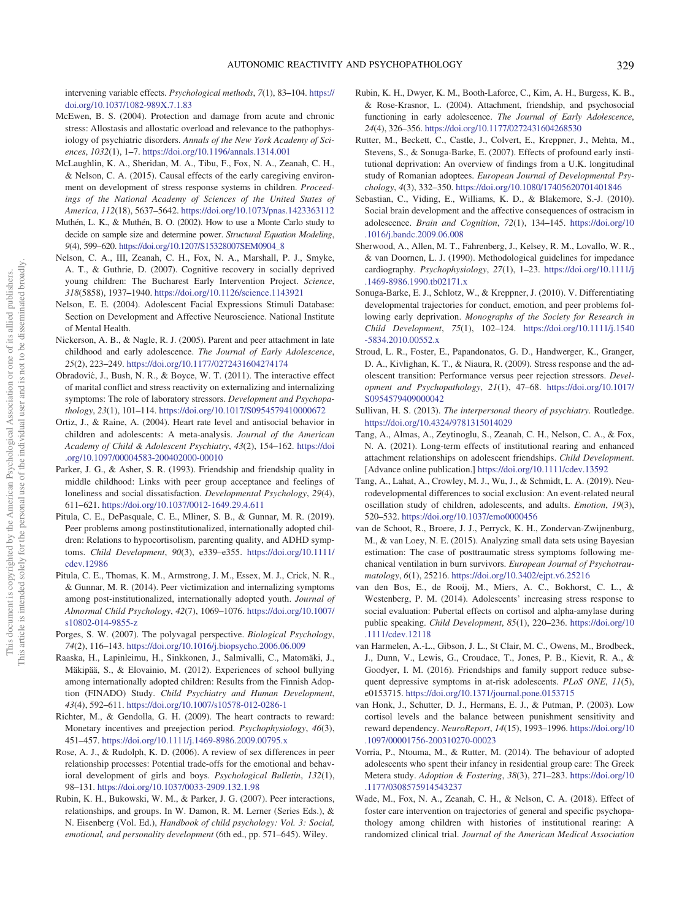intervening variable effects. *Psychological methods*, *7*(1), 83–104. https://doi.org/10.1037/1082-989X.7.1.83

McEwen, B. S. (2004). Protection and damage from acute and chronic stress: Allostasis and allostatic overload and relevance to the pathophysiology of psychiatric disorders. *Annals of the New York Academy of Sciences*, *1032*(1), 1–7. https://doi.org/10.1196/annals.1314.001

McLaughlin, K. A., Sheridan, M. A., Tibu, F., Fox, N. A., Zeanah, C. H., & Nelson, C. A. (2015). Causal effects of the early caregiving environment on development of stress response systems in children. *Proceedings of the National Academy of Sciences of the United States of America*, *112*(18), 5637–5642. https://doi.org/10.1073/pnas.1423363112

Muthén, L. K., & Muthén, B. O. (2002). How to use a Monte Carlo study to decide on sample size and determine power. *Structural Equation Modeling*, *9*(4), 599–620. https://doi.org/10.1207/S15328007SEM0904_8

Nelson, C. A., III, Zeanah, C. H., Fox, N. A., Marshall, P. J., Smyke, A. T., & Guthrie, D. (2007). Cognitive recovery in socially deprived young children: The Bucharest Early Intervention Project. *Science*, *318*(5858), 1937–1940. https://doi.org/10.1126/science.1143921

Nelson, E. E. (2004). Adolescent Facial Expressions Stimuli Database: Section on Development and Affective Neuroscience. National Institute of Mental Health.

Nickerson, A. B., & Nagle, R. J. (2005). Parent and peer attachment in late childhood and early adolescence. *The Journal of Early Adolescence*, *25*(2), 223–249. https://doi.org/10.1177/0272431604274174

Obradović, J., Bush, N. R., & Boyce, W. T. (2011). The interactive effect of marital conflict and stress reactivity on externalizing and internalizing symptoms: The role of laboratory stressors. *Development and Psychopathology*, *23*(1), 101–114. https://doi.org/10.1017/S0954579410000672

Ortiz, J., & Raine, A. (2004). Heart rate level and antisocial behavior in children and adolescents: A meta-analysis. *Journal of the American Academy of Child & Adolescent Psychiatry*, *43*(2), 154–162. https://doi.org/10.1097/00004583-200402000-00010

Parker, J. G., & Asher, S. R. (1993). Friendship and friendship quality in middle childhood: Links with peer group acceptance and feelings of loneliness and social dissatisfaction. *Developmental Psychology*, *29*(4), 611–621. https://doi.org/10.1037/0012-1649.29.4.611

Pitula, C. E., DePasquale, C. E., Mliner, S. B., & Gunnar, M. R. (2019). Peer problems among postinstitutionalized, internationally adopted children: Relations to hypocortisolism, parenting quality, and ADHD symptoms. *Child Development*, *90*(3), e339–e355. https://doi.org/10.1111/cdev.12986

Pitula, C. E., Thomas, K. M., Armstrong, J. M., Essex, M. J., Crick, N. R., & Gunnar, M. R. (2014). Peer victimization and internalizing symptoms among post-institutionalized, internationally adopted youth. *Journal of Abnormal Child Psychology*, *42*(7), 1069–1076. https://doi.org/10.1007/s10802-014-9855-z

Porges, S. W. (2007). The polyvagal perspective. *Biological Psychology*, *74*(2), 116–143. https://doi.org/10.1016/j.biopsycho.2006.06.009

Raaska, H., Lapinleimu, H., Sinkkonen, J., Salmivalli, C., Matomäki, J., Mäkipää, S., & Elovainio, M. (2012). Experiences of school bullying among internationally adopted children: Results from the Finnish Adoption (FINADO) Study. *Child Psychiatry and Human Development*, *43*(4), 592–611. https://doi.org/10.1007/s10578-012-0286-1

Richter, M., & Gendolla, G. H. (2009). The heart contracts to reward: Monetary incentives and preejection period. *Psychophysiology*, *46*(3), 451–457. https://doi.org/10.1111/j.1469-8986.2009.00795.x

Rose, A. J., & Rudolph, K. D. (2006). A review of sex differences in peer relationship processes: Potential trade-offs for the emotional and behavioral development of girls and boys. *Psychological Bulletin*, *132*(1), 98–131. https://doi.org/10.1037/0033-2909.132.1.98

Rubin, K. H., Bukowski, W. M., & Parker, J. G. (2007). Peer interactions, relationships, and groups. In W. Damon, R. M. Lerner (Series Eds.), & N. Eisenberg (Vol. Ed.), *Handbook of child psychology: Vol. 3: Social, emotional, and personality development* (6th ed., pp. 571–645). Wiley.

Rubin, K. H., Dwyer, K. M., Booth-Laforce, C., Kim, A. H., Burgess, K. B., & Rose-Krasnor, L. (2004). Attachment, friendship, and psychosocial functioning in early adolescence. *The Journal of Early Adolescence*, *24*(4), 326–356. https://doi.org/10.1177/0272431604268530

Rutter, M., Beckett, C., Castle, J., Colvert, E., Kreppner, J., Mehta, M., Stevens, S., & Sonuga-Barke, E. (2007). Effects of profound early institutional deprivation: An overview of findings from a U.K. longitudinal study of Romanian adoptees. *European Journal of Developmental Psychology*, *4*(3), 332–350. https://doi.org/10.1080/17405620701401846

Sebastian, C., Viding, E., Williams, K. D., & Blakemore, S.-J. (2010). Social brain development and the affective consequences of ostracism in adolescence. *Brain and Cognition*, *72*(1), 134–145. https://doi.org/10.1016/j.bandc.2009.06.008

Sherwood, A., Allen, M. T., Fahrenberg, J., Kelsey, R. M., Lovallo, W. R., & van Doornen, L. J. (1990). Methodological guidelines for impedance cardiography. *Psychophysiology*, *27*(1), 1–23. https://doi.org/10.1111/j.1469-8986.1990.tb02171.x

Sonuga-Barke, E. J., Schlotz, W., & Kreppner, J. (2010). V. Differentiating developmental trajectories for conduct, emotion, and peer problems following early deprivation. *Monographs of the Society for Research in Child Development*, *75*(1), 102–124. https://doi.org/10.1111/j.1540-5834.2010.00552.x

Stroud, L. R., Foster, E., Papandonatos, G. D., Handwerger, K., Granger, D. A., Kivlighan, K. T., & Niaura, R. (2009). Stress response and the adolescent transition: Performance versus peer rejection stressors. *Development and Psychopathology*, *21*(1), 47–68. https://doi.org/10.1017/S0954579409000042

Sullivan, H. S. (2013). *The interpersonal theory of psychiatry*. Routledge. https://doi.org/10.4324/9781315014029

Tang, A., Almas, A., Zeytinoglu, S., Zeanah, C. H., Nelson, C. A., & Fox, N. A. (2021). Long-term effects of institutional rearing and enhanced attachment relationships on adolescent friendships. *Child Development*. [Advance online publication.] https://doi.org/10.1111/cdev.13592

Tang, A., Lahat, A., Crowley, M. J., Wu, J., & Schmidt, L. A. (2019). Neurodevelopmental differences to social exclusion: An event-related neural oscillation study of children, adolescents, and adults. *Emotion*, *19*(3), 520–532. https://doi.org/10.1037/emo0000456

van de Schoot, R., Broere, J. J., Perryck, K. H., Zondervan-Zwijnenburg, M., & van Loey, N. E. (2015). Analyzing small data sets using Bayesian estimation: The case of posttraumatic stress symptoms following mechanical ventilation in burn survivors. *European Journal of Psychotraumatology*, *6*(1), 25216. https://doi.org/10.3402/ejpt.v6.25216

van den Bos, E., de Rooij, M., Miers, A. C., Bokhorst, C. L., & Westenberg, P. M. (2014). Adolescents' increasing stress response to social evaluation: Pubertal effects on cortisol and alpha-amylase during public speaking. *Child Development*, *85*(1), 220–236. https://doi.org/10.1111/cdev.12118

van Harmelen, A.-L., Gibson, J. L., St Clair, M. C., Owens, M., Brodbeck, J., Dunn, V., Lewis, G., Croudace, T., Jones, P. B., Kievit, R. A., & Goodyer, I. M. (2016). Friendships and family support reduce subsequent depressive symptoms in at-risk adolescents. *PLoS ONE*, *11*(5), e0153715. https://doi.org/10.1371/journal.pone.0153715

van Honk, J., Schutter, D. J., Hermans, E. J., & Putman, P. (2003). Low cortisol levels and the balance between punishment sensitivity and reward dependency. *NeuroReport*, *14*(15), 1993–1996. https://doi.org/10.1097/00001756-200310270-00023

Vorria, P., Ntouma, M., & Rutter, M. (2014). The behaviour of adopted adolescents who spent their infancy in residential group care: The Greek Metera study. *Adoption & Fostering*, *38*(3), 271–283. https://doi.org/10.1177/0308575914543237

Wade, M., Fox, N. A., Zeanah, C. H., & Nelson, C. A. (2018). Effect of foster care intervention on trajectories of general and specific psychopathology among children with histories of institutional rearing: A randomized clinical trial. *Journal of the American Medical Association*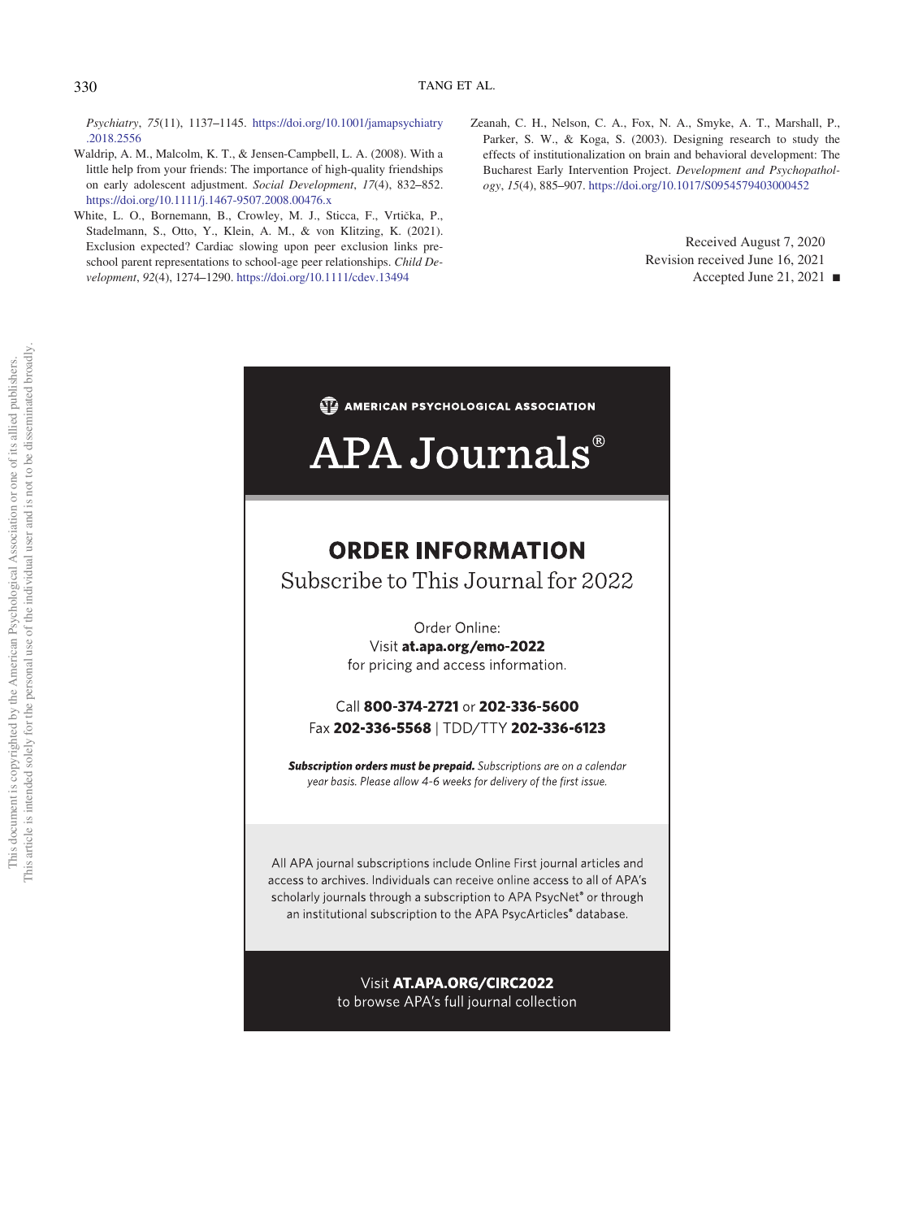*Psychiatry*, *75*(11), 1137–1145. https://doi.org/10.1001/jamapsychiatry.2018.2556

Waldrip, A. M., Malcolm, K. T., & Jensen-Campbell, L. A. (2008). With a little help from your friends: The importance of high-quality friendships on early adolescent adjustment. *Social Development*, *17*(4), 832–852. https://doi.org/10.1111/j.1467-9507.2008.00476.x

White, L. O., Bornemann, B., Crowley, M. J., Sticca, F., Vrtička, P., Stadelmann, S., Otto, Y., Klein, A. M., & von Klitzing, K. (2021). Exclusion expected? Cardiac slowing upon peer exclusion links preschool parent representations to school-age peer relationships. *Child Development*, *92*(4), 1274–1290. https://doi.org/10.1111/cdev.13494

Zeanah, C. H., Nelson, C. A., Fox, N. A., Smyke, A. T., Marshall, P., Parker, S. W., & Koga, S. (2003). Designing research to study the effects of institutionalization on brain and behavioral development: The Bucharest Early Intervention Project. *Development and Psychopathology*, *15*(4), 885–907. https://doi.org/10.1017/S0954579403000452

Received August 7, 2020
Revision received June 16, 2021
Accepted June 21, 2021 ■

AMERICAN PSYCHOLOGICAL ASSOCIATION

# APA Journals®

## ORDER INFORMATION

Subscribe to This Journal for 2022

Order Online:
Visit **at.apa.org/emo-2022**
for pricing and access information.

Call **800-374-2721** or **202-336-5600**
Fax **202-336-5568** | TDD/TTY **202-336-6123**

***Subscription orders must be prepaid.*** *Subscriptions are on a calendar year basis. Please allow 4-6 weeks for delivery of the first issue.*

All APA journal subscriptions include Online First journal articles and access to archives. Individuals can receive online access to all of APA's scholarly journals through a subscription to APA PsycNet® or through an institutional subscription to the APA PsycArticles® database.

Visit **AT.APA.ORG/CIRC2022**
to browse APA's full journal collection